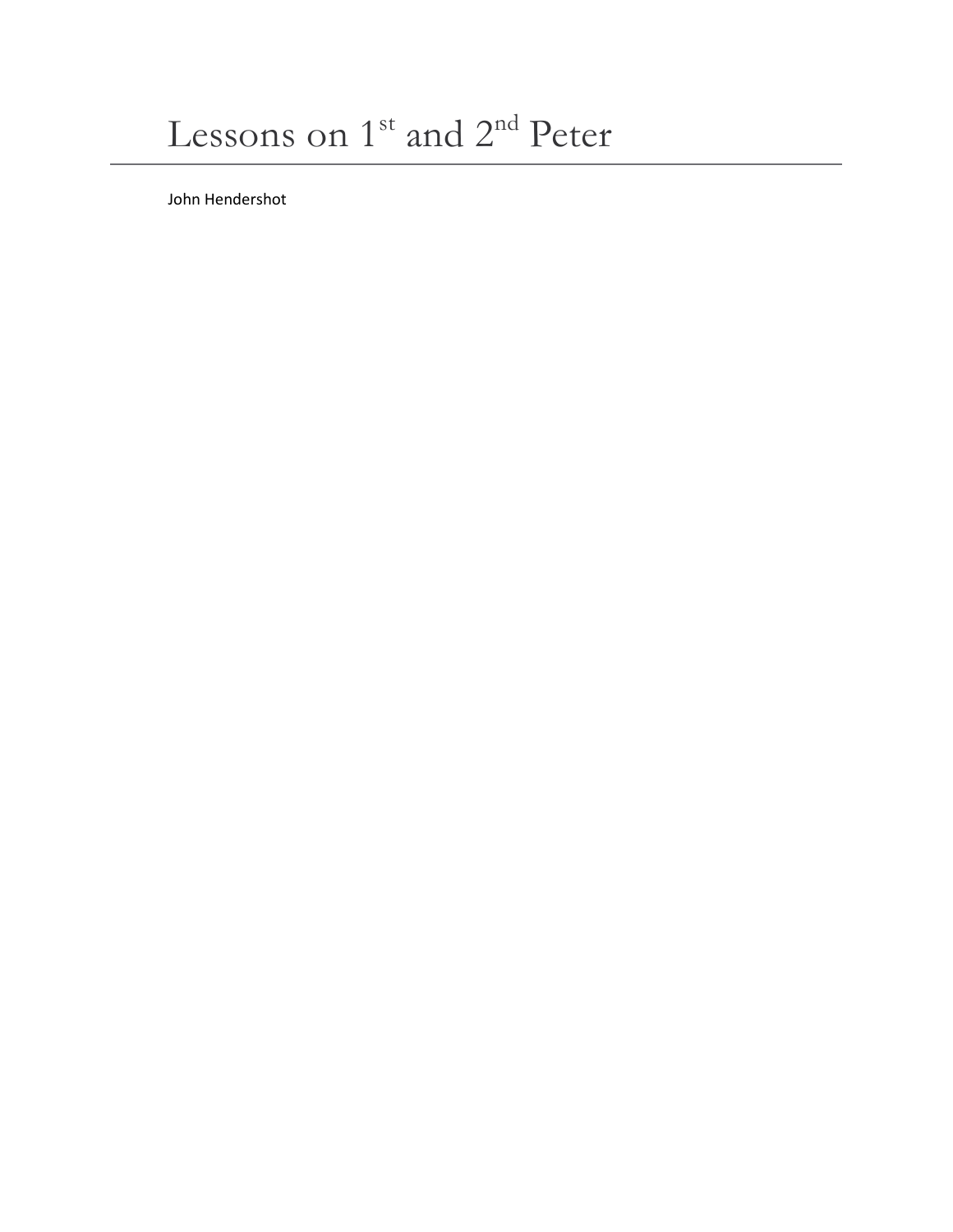# Lessons on 1st and 2nd Peter

John Hendershot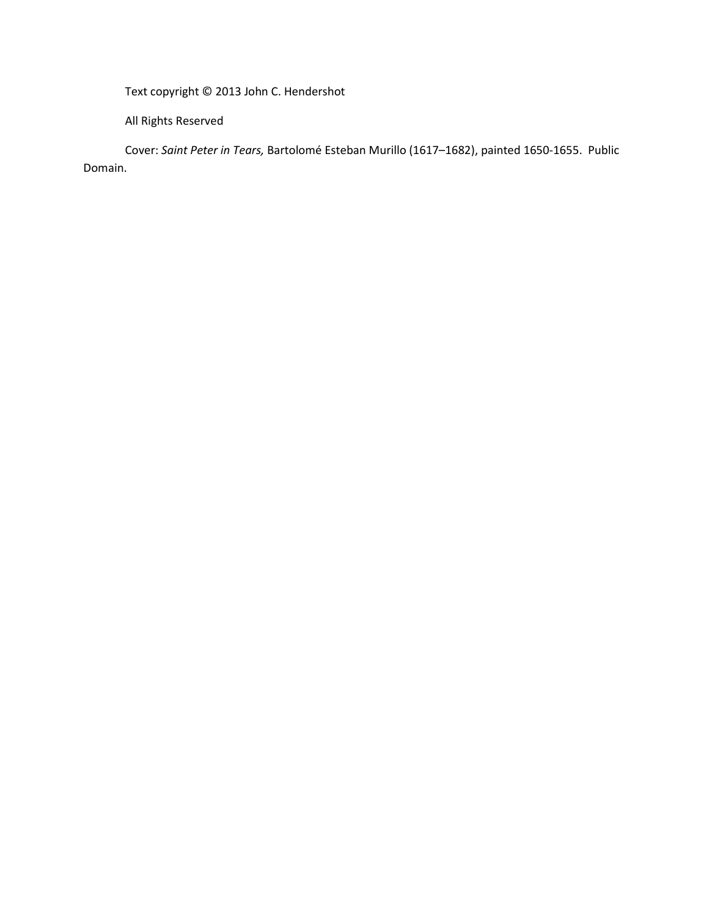Text copyright © 2013 John C. Hendershot

All Rights Reserved

Cover: *Saint Peter in Tears,* Bartolomé Esteban Murillo (1617–1682), painted 1650-1655. Public Domain.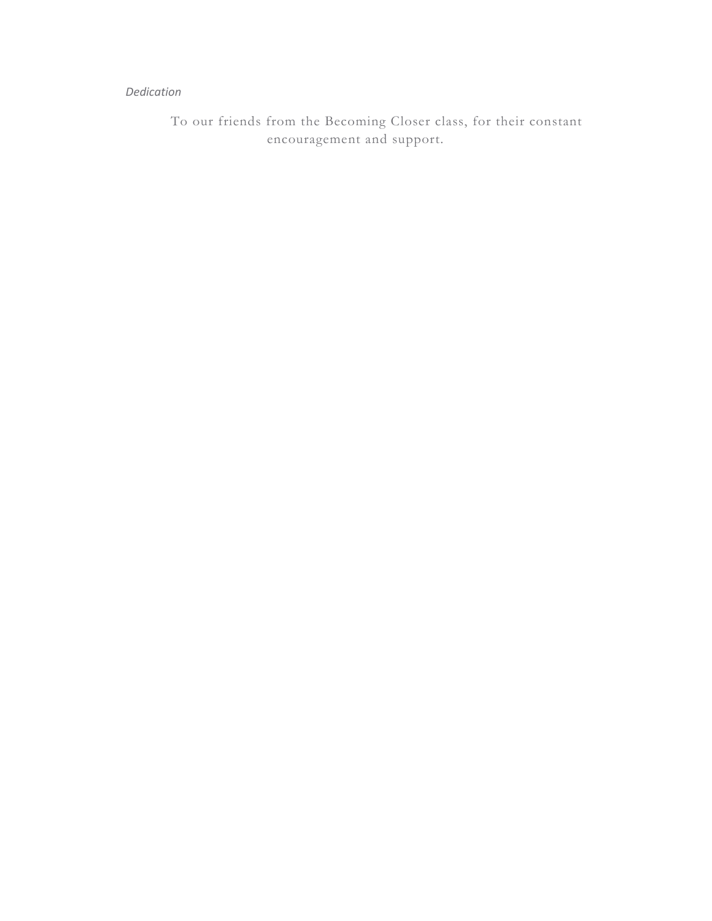*Dedication*

To our friends from the Becoming Closer class, for their constant encouragement and support.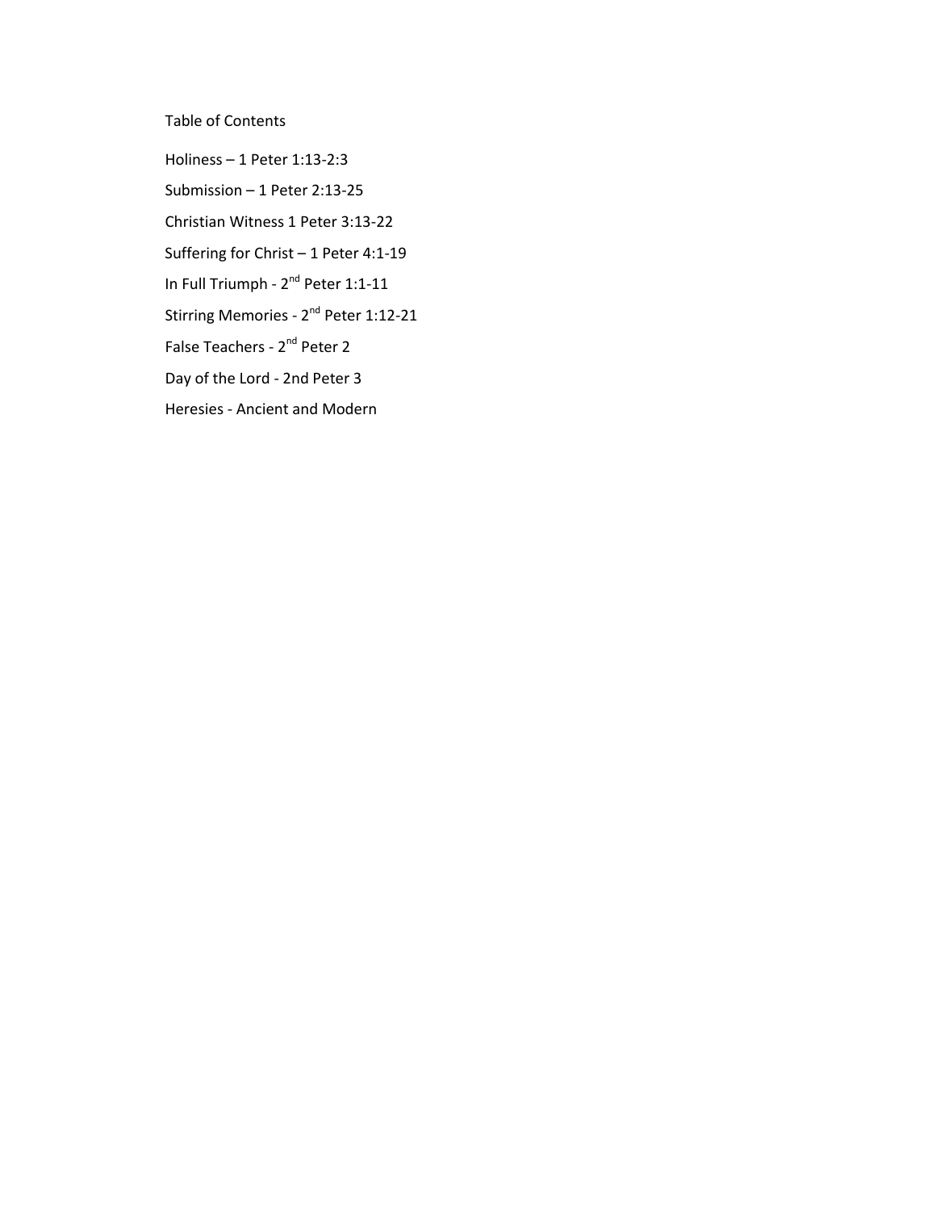# Table of Contents

Holiness – 1 Peter 1:13-2:3

Submission – 1 Peter 2:13-25

Christian Witness 1 Peter 3:13-22

Suffering for Christ – 1 Peter 4:1-19

In Full Triumph - 2nd Peter 1:1-11

Stirring Memories - 2nd Peter 1:12-21

False Teachers - 2nd Peter 2

Day of the Lord - 2nd Peter 3

Heresies - Ancient and Modern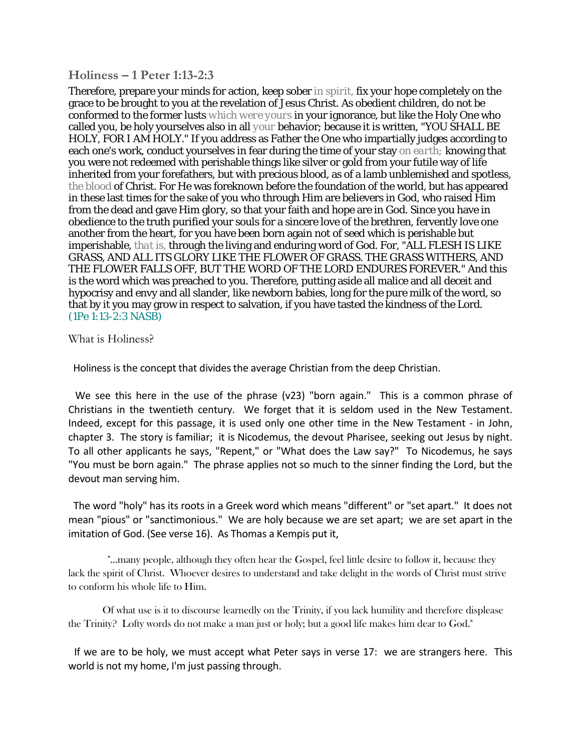## Holiness – 1 Peter 1:13-2:3

Therefore, prepare your minds for action, keep sober in spirit, fix your hope completely on the grace to be brought to you at the revelation of Jesus Christ. As obedient children, do not be conformed to the former lusts which were yours in your ignorance, but like the Holy One who called you, be holy yourselves also in all your behavior; because it is written, "YOU SHALL BE HOLY, FOR I AM HOLY." If you address as Father the One who impartially judges according to each one's work, conduct yourselves in fear during the time of your stay on earth; knowing that you were not redeemed with perishable things like silver or gold from your futile way of life inherited from your forefathers, but with precious blood, as of a lamb unblemished and spotless, the blood of Christ. For He was foreknown before the foundation of the world, but has appeared in these last times for the sake of you who through Him are believers in God, who raised Him from the dead and gave Him glory, so that your faith and hope are in God. Since you have in obedience to the truth purified your souls for a sincere love of the brethren, fervently love one another from the heart, for you have been born again not of seed which is perishable but imperishable, that is, through the living and enduring word of God. For, "ALL FLESH IS LIKE GRASS, AND ALL ITS GLORY LIKE THE FLOWER OF GRASS. THE GRASS WITHERS, AND THE FLOWER FALLS OFF, BUT THE WORD OF THE LORD ENDURES FOREVER." And this is the word which was preached to you. Therefore, putting aside all malice and all deceit and hypocrisy and envy and all slander, like newborn babies, long for the pure milk of the word, so that by it you may grow in respect to salvation, if you have tasted the kindness of the Lord. (1Pe 1:13-2:3 NASB)

What is Holiness?

Holiness is the concept that divides the average Christian from the deep Christian.

We see this here in the use of the phrase (v23) "born again." This is a common phrase of Christians in the twentieth century. We forget that it is seldom used in the New Testament. Indeed, except for this passage, it is used only one other time in the New Testament - in John, chapter 3. The story is familiar; it is Nicodemus, the devout Pharisee, seeking out Jesus by night. To all other applicants he says, "Repent," or "What does the Law say?" To Nicodemus, he says "You must be born again." The phrase applies not so much to the sinner finding the Lord, but the devout man serving him.

The word "holy" has its roots in a Greek word which means "different" or "set apart." It does not mean "pious" or "sanctimonious." We are holy because we are set apart; we are set apart in the imitation of God. (See verse 16). As Thomas a Kempis put it,

> "...many people, although they often hear the Gospel, feel little desire to follow it, because they lack the spirit of Christ. Whoever desires to understand and take delight in the words of Christ must strive to conform his whole life to Him.
>
> Of what use is it to discourse learnedly on the Trinity, if you lack humility and therefore displease the Trinity? Lofty words do not make a man just or holy; but a good life makes him dear to God."

If we are to be holy, we must accept what Peter says in verse 17: we are strangers here. This world is not my home, I'm just passing through.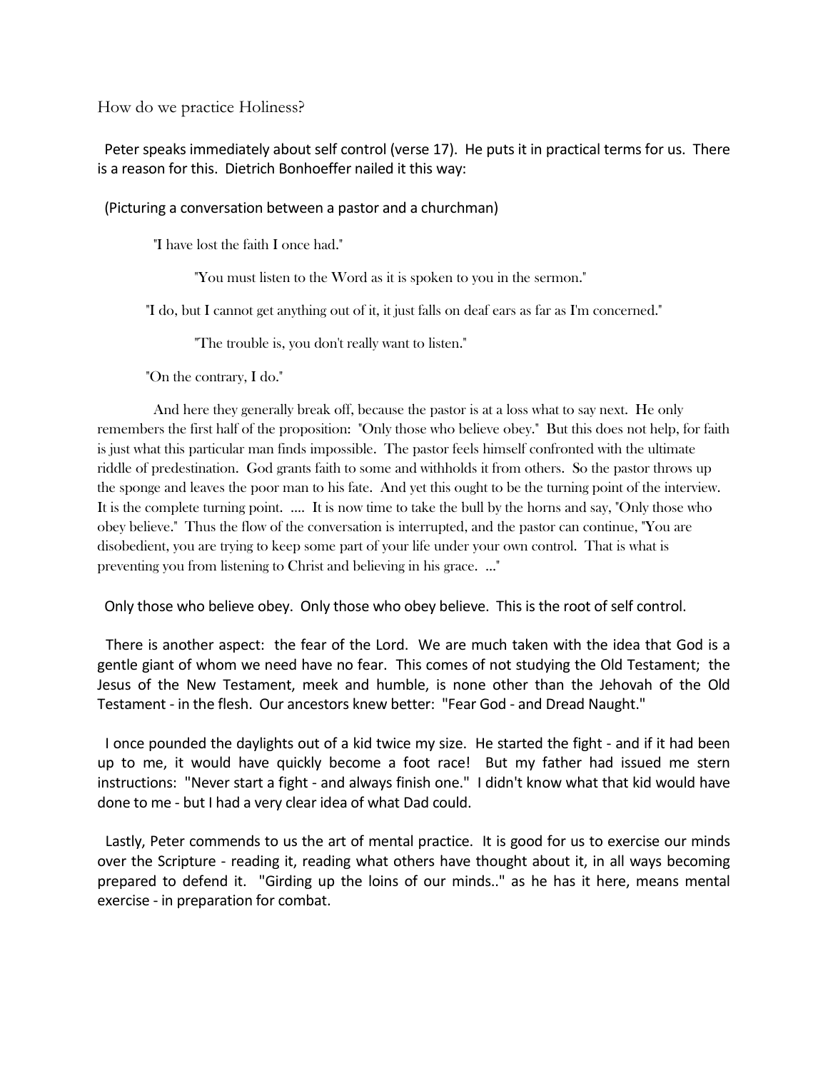How do we practice Holiness?

Peter speaks immediately about self control (verse 17). He puts it in practical terms for us. There is a reason for this. Dietrich Bonhoeffer nailed it this way:

(Picturing a conversation between a pastor and a churchman)

> "I have lost the faith I once had."
>
> "You must listen to the Word as it is spoken to you in the sermon."
>
> "I do, but I cannot get anything out of it, it just falls on deaf ears as far as I'm concerned."
>
> "The trouble is, you don't really want to listen."
>
> "On the contrary, I do."
>
> And here they generally break off, because the pastor is at a loss what to say next. He only remembers the first half of the proposition: "Only those who believe obey." But this does not help, for faith is just what this particular man finds impossible. The pastor feels himself confronted with the ultimate riddle of predestination. God grants faith to some and withholds it from others. So the pastor throws up the sponge and leaves the poor man to his fate. And yet this ought to be the turning point of the interview. It is the complete turning point. .... It is now time to take the bull by the horns and say, "Only those who obey believe." Thus the flow of the conversation is interrupted, and the pastor can continue, "You are disobedient, you are trying to keep some part of your life under your own control. That is what is preventing you from listening to Christ and believing in his grace. ..."

Only those who believe obey. Only those who obey believe. This is the root of self control.

There is another aspect: the fear of the Lord. We are much taken with the idea that God is a gentle giant of whom we need have no fear. This comes of not studying the Old Testament; the Jesus of the New Testament, meek and humble, is none other than the Jehovah of the Old Testament - in the flesh. Our ancestors knew better: "Fear God - and Dread Naught."

I once pounded the daylights out of a kid twice my size. He started the fight - and if it had been up to me, it would have quickly become a foot race! But my father had issued me stern instructions: "Never start a fight - and always finish one." I didn't know what that kid would have done to me - but I had a very clear idea of what Dad could.

Lastly, Peter commends to us the art of mental practice. It is good for us to exercise our minds over the Scripture - reading it, reading what others have thought about it, in all ways becoming prepared to defend it. "Girding up the loins of our minds.." as he has it here, means mental exercise - in preparation for combat.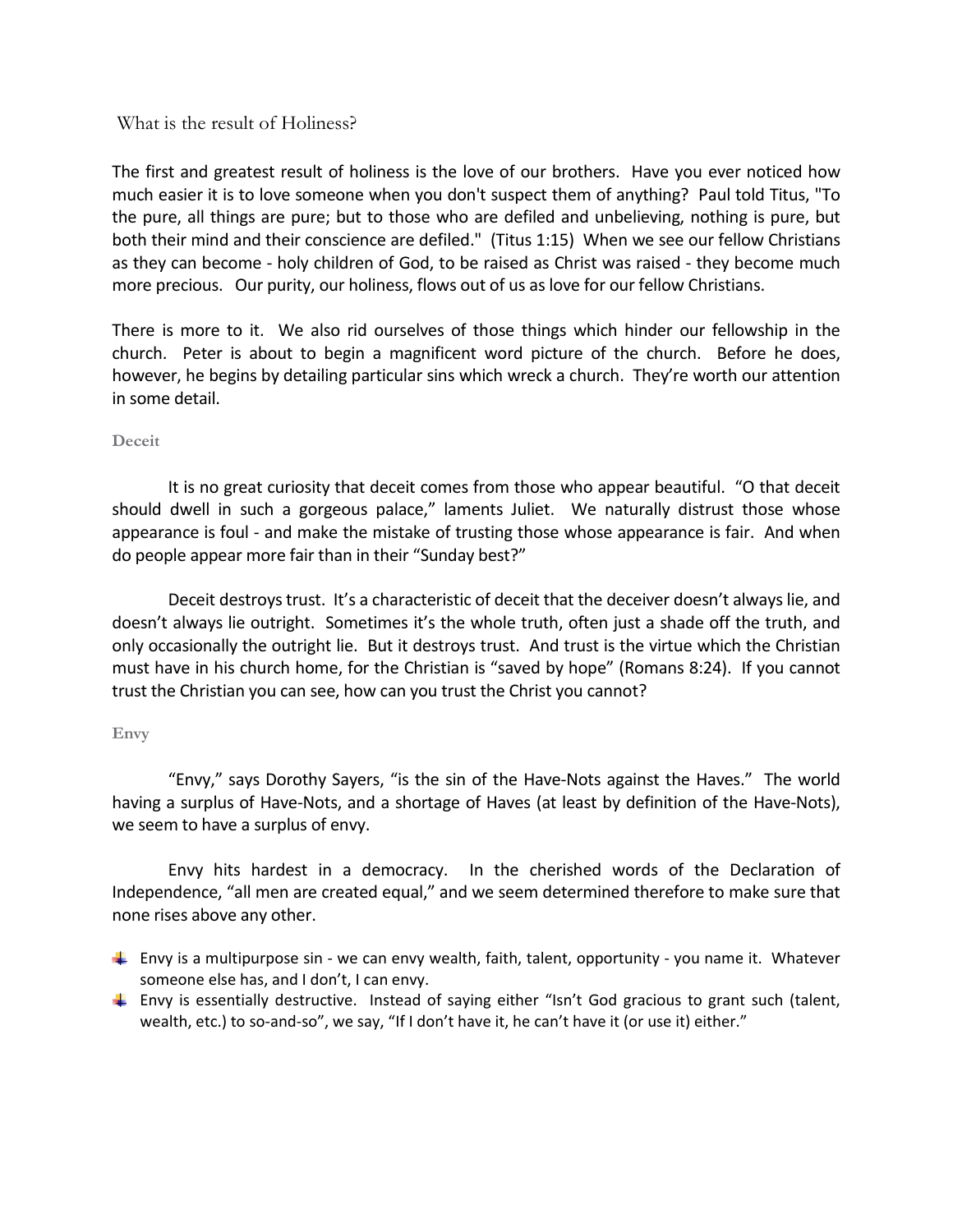## What is the result of Holiness?

The first and greatest result of holiness is the love of our brothers. Have you ever noticed how much easier it is to love someone when you don't suspect them of anything? Paul told Titus, "To the pure, all things are pure; but to those who are defiled and unbelieving, nothing is pure, but both their mind and their conscience are defiled." (Titus 1:15) When we see our fellow Christians as they can become - holy children of God, to be raised as Christ was raised - they become much more precious. Our purity, our holiness, flows out of us as love for our fellow Christians.

There is more to it. We also rid ourselves of those things which hinder our fellowship in the church. Peter is about to begin a magnificent word picture of the church. Before he does, however, he begins by detailing particular sins which wreck a church. They're worth our attention in some detail.

### Deceit

It is no great curiosity that deceit comes from those who appear beautiful. "O that deceit should dwell in such a gorgeous palace," laments Juliet. We naturally distrust those whose appearance is foul - and make the mistake of trusting those whose appearance is fair. And when do people appear more fair than in their "Sunday best?"

Deceit destroys trust. It's a characteristic of deceit that the deceiver doesn't always lie, and doesn't always lie outright. Sometimes it's the whole truth, often just a shade off the truth, and only occasionally the outright lie. But it destroys trust. And trust is the virtue which the Christian must have in his church home, for the Christian is "saved by hope" (Romans 8:24). If you cannot trust the Christian you can see, how can you trust the Christ you cannot?

### Envy

"Envy," says Dorothy Sayers, "is the sin of the Have-Nots against the Haves." The world having a surplus of Have-Nots, and a shortage of Haves (at least by definition of the Have-Nots), we seem to have a surplus of envy.

Envy hits hardest in a democracy. In the cherished words of the Declaration of Independence, "all men are created equal," and we seem determined therefore to make sure that none rises above any other.

- Envy is a multipurpose sin - we can envy wealth, faith, talent, opportunity - you name it. Whatever someone else has, and I don't, I can envy.
- Envy is essentially destructive. Instead of saying either "Isn't God gracious to grant such (talent, wealth, etc.) to so-and-so", we say, "If I don't have it, he can't have it (or use it) either."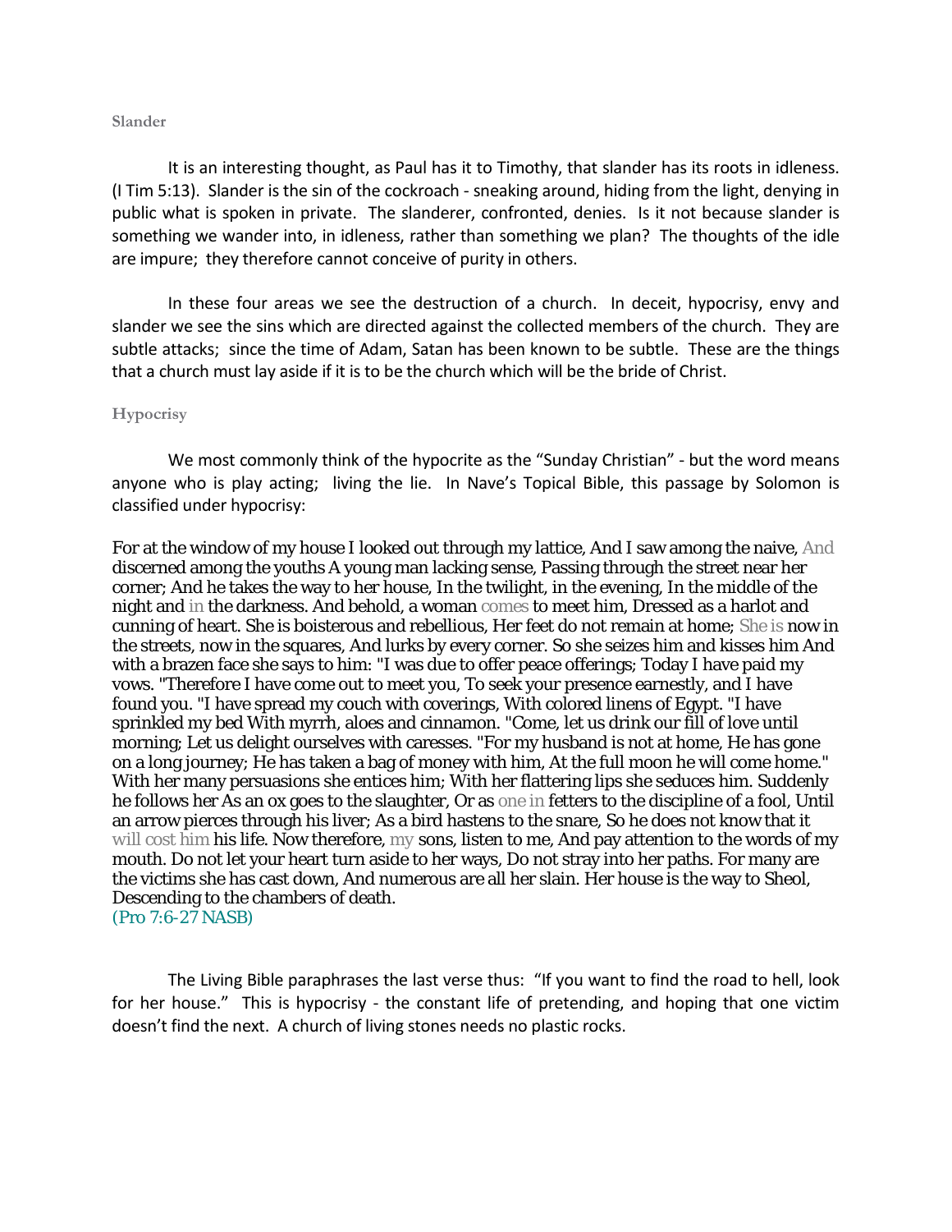### Slander

It is an interesting thought, as Paul has it to Timothy, that slander has its roots in idleness. (I Tim 5:13). Slander is the sin of the cockroach - sneaking around, hiding from the light, denying in public what is spoken in private. The slanderer, confronted, denies. Is it not because slander is something we wander into, in idleness, rather than something we plan? The thoughts of the idle are impure; they therefore cannot conceive of purity in others.

In these four areas we see the destruction of a church. In deceit, hypocrisy, envy and slander we see the sins which are directed against the collected members of the church. They are subtle attacks; since the time of Adam, Satan has been known to be subtle. These are the things that a church must lay aside if it is to be the church which will be the bride of Christ.

### Hypocrisy

We most commonly think of the hypocrite as the "Sunday Christian" - but the word means anyone who is play acting; living the lie. In Nave's Topical Bible, this passage by Solomon is classified under hypocrisy:

For at the window of my house I looked out through my lattice, And I saw among the naive, And discerned among the youths A young man lacking sense, Passing through the street near her corner; And he takes the way to her house, In the twilight, in the evening, In the middle of the night and in the darkness. And behold, a woman comes to meet him, Dressed as a harlot and cunning of heart. She is boisterous and rebellious, Her feet do not remain at home; She is now in the streets, now in the squares, And lurks by every corner. So she seizes him and kisses him And with a brazen face she says to him: "I was due to offer peace offerings; Today I have paid my vows. "Therefore I have come out to meet you, To seek your presence earnestly, and I have found you. "I have spread my couch with coverings, With colored linens of Egypt. "I have sprinkled my bed With myrrh, aloes and cinnamon. "Come, let us drink our fill of love until morning; Let us delight ourselves with caresses. "For my husband is not at home, He has gone on a long journey; He has taken a bag of money with him, At the full moon he will come home." With her many persuasions she entices him; With her flattering lips she seduces him. Suddenly he follows her As an ox goes to the slaughter, Or as one in fetters to the discipline of a fool, Until an arrow pierces through his liver; As a bird hastens to the snare, So he does not know that it will cost him his life. Now therefore, my sons, listen to me, And pay attention to the words of my mouth. Do not let your heart turn aside to her ways, Do not stray into her paths. For many are the victims she has cast down, And numerous are all her slain. Her house is the way to Sheol, Descending to the chambers of death.
(Pro 7:6-27 NASB)

The Living Bible paraphrases the last verse thus: "If you want to find the road to hell, look for her house." This is hypocrisy - the constant life of pretending, and hoping that one victim doesn't find the next. A church of living stones needs no plastic rocks.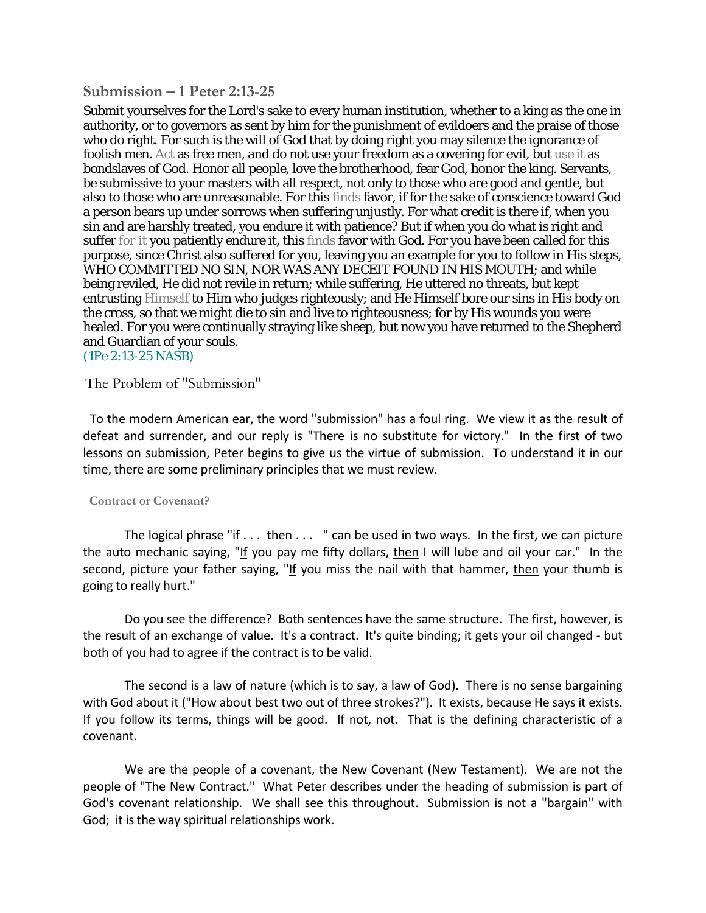## Submission – 1 Peter 2:13-25

Submit yourselves for the Lord's sake to every human institution, whether to a king as the one in authority, or to governors as sent by him for the punishment of evildoers and the praise of those who do right. For such is the will of God that by doing right you may silence the ignorance of foolish men. Act as free men, and do not use your freedom as a covering for evil, but use it as bondslaves of God. Honor all people, love the brotherhood, fear God, honor the king. Servants, be submissive to your masters with all respect, not only to those who are good and gentle, but also to those who are unreasonable. For this finds favor, if for the sake of conscience toward God a person bears up under sorrows when suffering unjustly. For what credit is there if, when you sin and are harshly treated, you endure it with patience? But if when you do what is right and suffer for it you patiently endure it, this finds favor with God. For you have been called for this purpose, since Christ also suffered for you, leaving you an example for you to follow in His steps, WHO COMMITTED NO SIN, NOR WAS ANY DECEIT FOUND IN HIS MOUTH; and while being reviled, He did not revile in return; while suffering, He uttered no threats, but kept entrusting Himself to Him who judges righteously; and He Himself bore our sins in His body on the cross, so that we might die to sin and live to righteousness; for by His wounds you were healed. For you were continually straying like sheep, but now you have returned to the Shepherd and Guardian of your souls.
(1Pe 2:13-25 NASB)

### The Problem of "Submission"

To the modern American ear, the word "submission" has a foul ring. We view it as the result of defeat and surrender, and our reply is "There is no substitute for victory." In the first of two lessons on submission, Peter begins to give us the virtue of submission. To understand it in our time, there are some preliminary principles that we must review.

#### Contract or Covenant?

The logical phrase "if . . . then . . . " can be used in two ways. In the first, we can picture the auto mechanic saying, "If you pay me fifty dollars, then I will lube and oil your car." In the second, picture your father saying, "If you miss the nail with that hammer, then your thumb is going to really hurt."

Do you see the difference? Both sentences have the same structure. The first, however, is the result of an exchange of value. It's a contract. It's quite binding; it gets your oil changed - but both of you had to agree if the contract is to be valid.

The second is a law of nature (which is to say, a law of God). There is no sense bargaining with God about it ("How about best two out of three strokes?"). It exists, because He says it exists. If you follow its terms, things will be good. If not, not. That is the defining characteristic of a covenant.

We are the people of a covenant, the New Covenant (New Testament). We are not the people of "The New Contract." What Peter describes under the heading of submission is part of God's covenant relationship. We shall see this throughout. Submission is not a "bargain" with God; it is the way spiritual relationships work.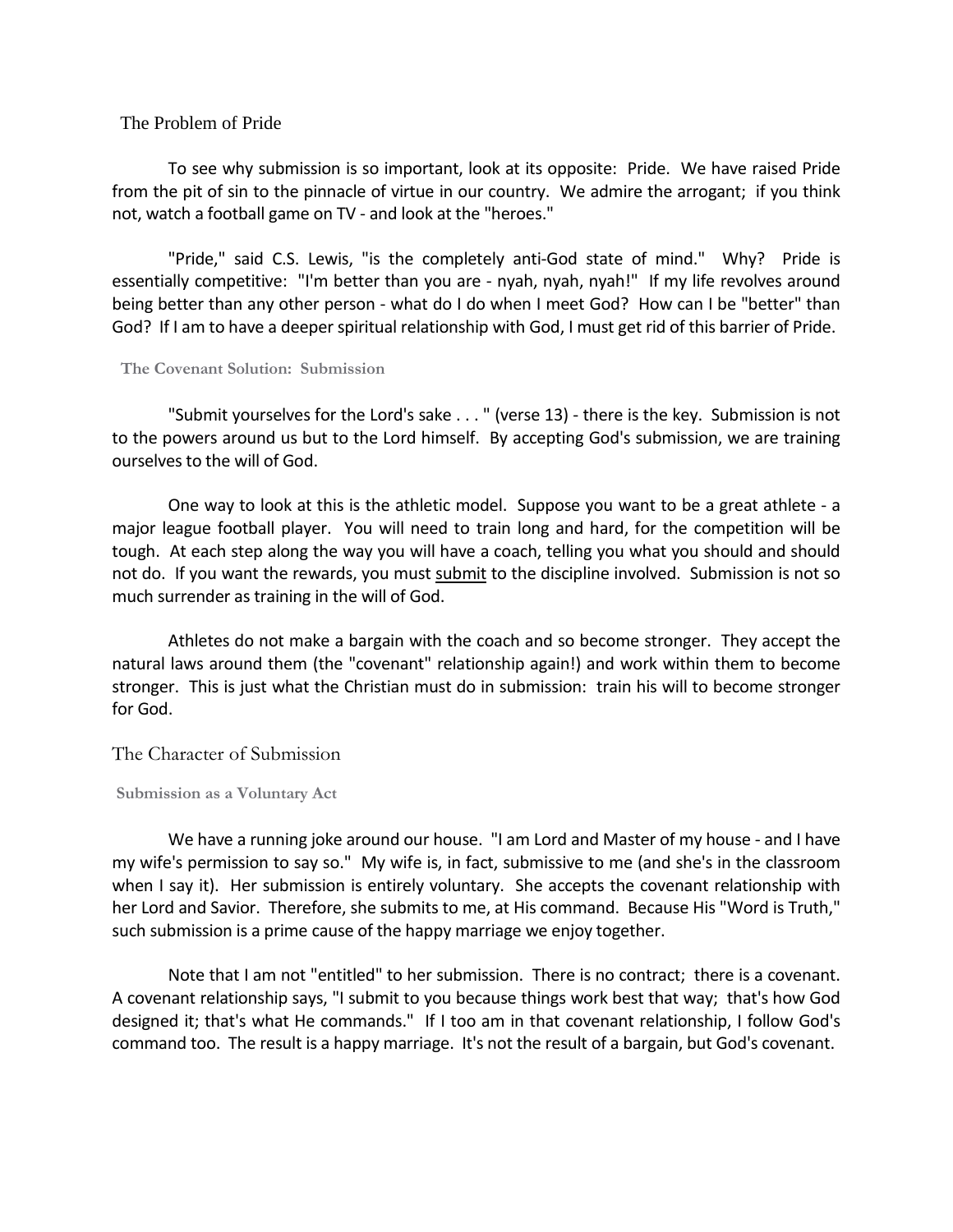## The Problem of Pride

To see why submission is so important, look at its opposite: Pride. We have raised Pride from the pit of sin to the pinnacle of virtue in our country. We admire the arrogant; if you think not, watch a football game on TV - and look at the "heroes."

"Pride," said C.S. Lewis, "is the completely anti-God state of mind." Why? Pride is essentially competitive: "I'm better than you are - nyah, nyah, nyah!" If my life revolves around being better than any other person - what do I do when I meet God? How can I be "better" than God? If I am to have a deeper spiritual relationship with God, I must get rid of this barrier of Pride.

### The Covenant Solution: Submission

"Submit yourselves for the Lord's sake . . . " (verse 13) - there is the key. Submission is not to the powers around us but to the Lord himself. By accepting God's submission, we are training ourselves to the will of God.

One way to look at this is the athletic model. Suppose you want to be a great athlete - a major league football player. You will need to train long and hard, for the competition will be tough. At each step along the way you will have a coach, telling you what you should and should not do. If you want the rewards, you must <u>submit</u> to the discipline involved. Submission is not so much surrender as training in the will of God.

Athletes do not make a bargain with the coach and so become stronger. They accept the natural laws around them (the "covenant" relationship again!) and work within them to become stronger. This is just what the Christian must do in submission: train his will to become stronger for God.

## The Character of Submission

### Submission as a Voluntary Act

We have a running joke around our house. "I am Lord and Master of my house - and I have my wife's permission to say so." My wife is, in fact, submissive to me (and she's in the classroom when I say it). Her submission is entirely voluntary. She accepts the covenant relationship with her Lord and Savior. Therefore, she submits to me, at His command. Because His "Word is Truth," such submission is a prime cause of the happy marriage we enjoy together.

Note that I am not "entitled" to her submission. There is no contract; there is a covenant. A covenant relationship says, "I submit to you because things work best that way; that's how God designed it; that's what He commands." If I too am in that covenant relationship, I follow God's command too. The result is a happy marriage. It's not the result of a bargain, but God's covenant.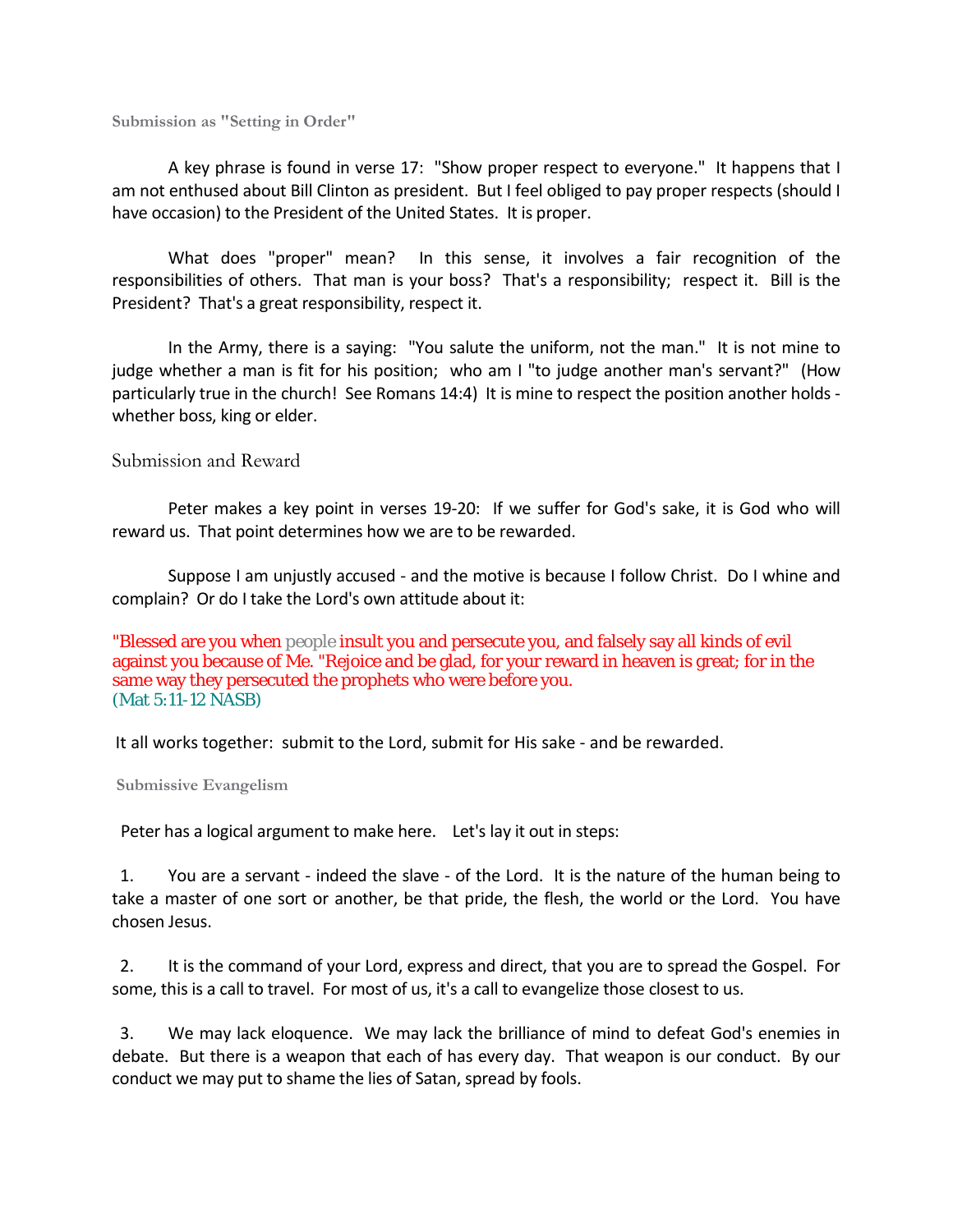### Submission as "Setting in Order"

A key phrase is found in verse 17: "Show proper respect to everyone." It happens that I am not enthused about Bill Clinton as president. But I feel obliged to pay proper respects (should I have occasion) to the President of the United States. It is proper.

What does "proper" mean? In this sense, it involves a fair recognition of the responsibilities of others. That man is your boss? That's a responsibility; respect it. Bill is the President? That's a great responsibility, respect it.

In the Army, there is a saying: "You salute the uniform, not the man." It is not mine to judge whether a man is fit for his position; who am I "to judge another man's servant?" (How particularly true in the church! See Romans 14:4) It is mine to respect the position another holds - whether boss, king or elder.

### Submission and Reward

Peter makes a key point in verses 19-20: If we suffer for God's sake, it is God who will reward us. That point determines how we are to be rewarded.

Suppose I am unjustly accused - and the motive is because I follow Christ. Do I whine and complain? Or do I take the Lord's own attitude about it:

"Blessed are you when people insult you and persecute you, and falsely say all kinds of evil against you because of Me. "Rejoice and be glad, for your reward in heaven is great; for in the same way they persecuted the prophets who were before you.
(Mat 5:11-12 NASB)

It all works together: submit to the Lord, submit for His sake - and be rewarded.

### Submissive Evangelism

Peter has a logical argument to make here. Let's lay it out in steps:

1. You are a servant - indeed the slave - of the Lord. It is the nature of the human being to take a master of one sort or another, be that pride, the flesh, the world or the Lord. You have chosen Jesus.

2. It is the command of your Lord, express and direct, that you are to spread the Gospel. For some, this is a call to travel. For most of us, it's a call to evangelize those closest to us.

3. We may lack eloquence. We may lack the brilliance of mind to defeat God's enemies in debate. But there is a weapon that each of has every day. That weapon is our conduct. By our conduct we may put to shame the lies of Satan, spread by fools.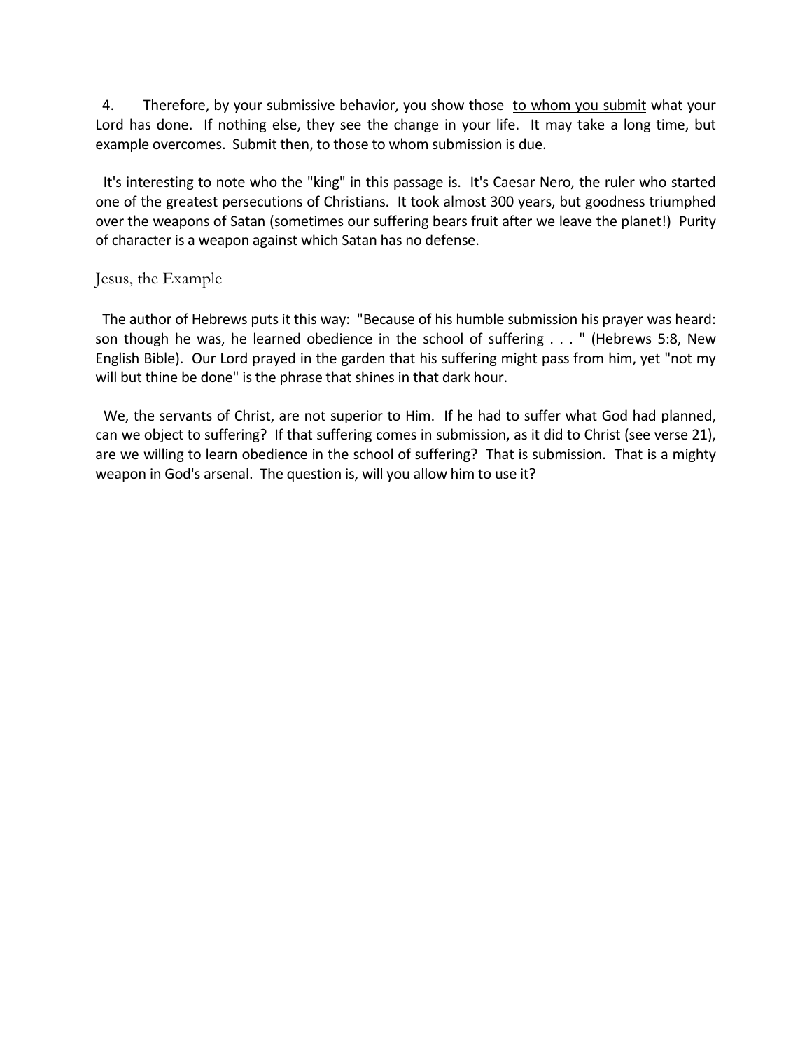4. Therefore, by your submissive behavior, you show those <u>to whom you submit</u> what your Lord has done. If nothing else, they see the change in your life. It may take a long time, but example overcomes. Submit then, to those to whom submission is due.

It's interesting to note who the "king" in this passage is. It's Caesar Nero, the ruler who started one of the greatest persecutions of Christians. It took almost 300 years, but goodness triumphed over the weapons of Satan (sometimes our suffering bears fruit after we leave the planet!) Purity of character is a weapon against which Satan has no defense.

## Jesus, the Example

The author of Hebrews puts it this way: "Because of his humble submission his prayer was heard: son though he was, he learned obedience in the school of suffering . . . " (Hebrews 5:8, New English Bible). Our Lord prayed in the garden that his suffering might pass from him, yet "not my will but thine be done" is the phrase that shines in that dark hour.

We, the servants of Christ, are not superior to Him. If he had to suffer what God had planned, can we object to suffering? If that suffering comes in submission, as it did to Christ (see verse 21), are we willing to learn obedience in the school of suffering? That is submission. That is a mighty weapon in God's arsenal. The question is, will you allow him to use it?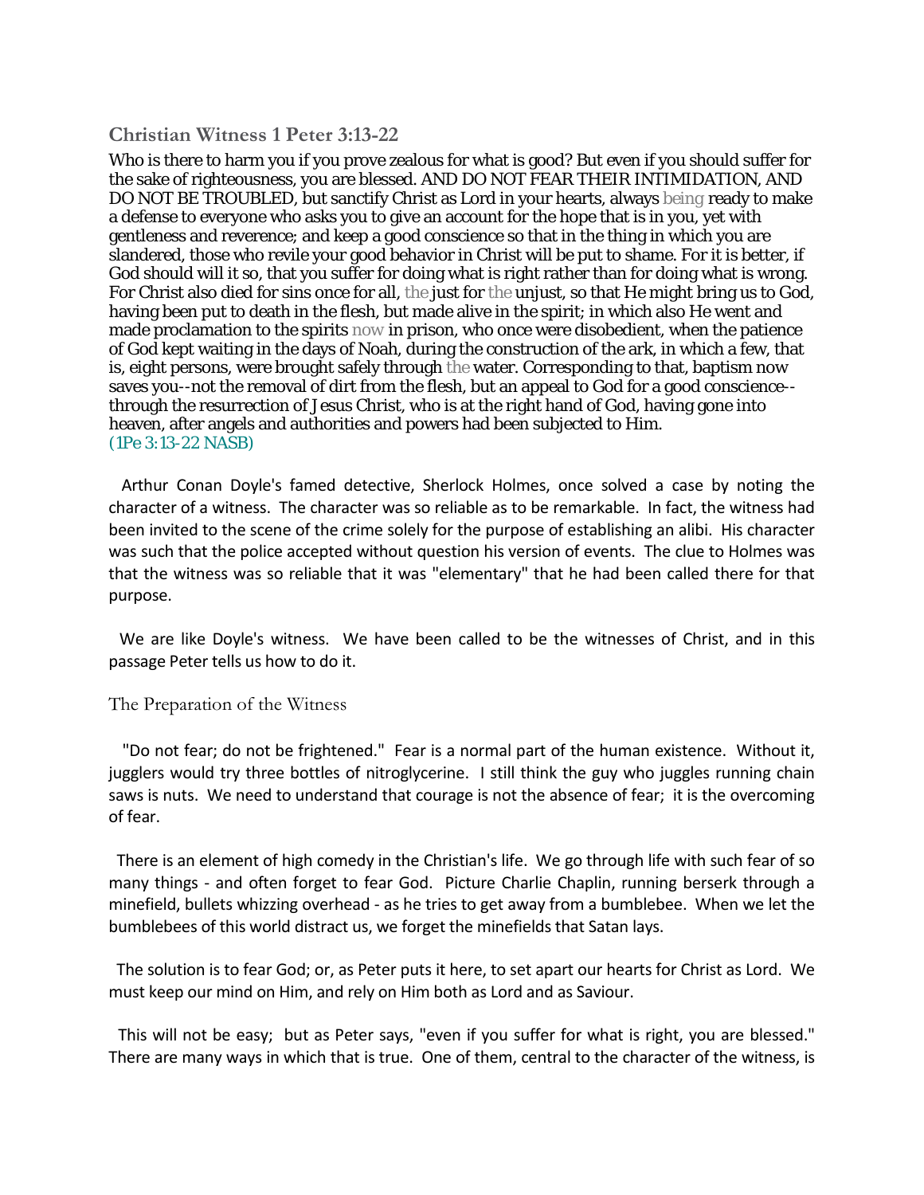## Christian Witness 1 Peter 3:13-22

Who is there to harm you if you prove zealous for what is good? But even if you should suffer for the sake of righteousness, you are blessed. AND DO NOT FEAR THEIR INTIMIDATION, AND DO NOT BE TROUBLED, but sanctify Christ as Lord in your hearts, always being ready to make a defense to everyone who asks you to give an account for the hope that is in you, yet with gentleness and reverence; and keep a good conscience so that in the thing in which you are slandered, those who revile your good behavior in Christ will be put to shame. For it is better, if God should will it so, that you suffer for doing what is right rather than for doing what is wrong. For Christ also died for sins once for all, the just for the unjust, so that He might bring us to God, having been put to death in the flesh, but made alive in the spirit; in which also He went and made proclamation to the spirits now in prison, who once were disobedient, when the patience of God kept waiting in the days of Noah, during the construction of the ark, in which a few, that is, eight persons, were brought safely through the water. Corresponding to that, baptism now saves you--not the removal of dirt from the flesh, but an appeal to God for a good conscience--through the resurrection of Jesus Christ, who is at the right hand of God, having gone into heaven, after angels and authorities and powers had been subjected to Him.
(1Pe 3:13-22 NASB)

Arthur Conan Doyle's famed detective, Sherlock Holmes, once solved a case by noting the character of a witness. The character was so reliable as to be remarkable. In fact, the witness had been invited to the scene of the crime solely for the purpose of establishing an alibi. His character was such that the police accepted without question his version of events. The clue to Holmes was that the witness was so reliable that it was "elementary" that he had been called there for that purpose.

We are like Doyle's witness. We have been called to be the witnesses of Christ, and in this passage Peter tells us how to do it.

### The Preparation of the Witness

"Do not fear; do not be frightened." Fear is a normal part of the human existence. Without it, jugglers would try three bottles of nitroglycerine. I still think the guy who juggles running chain saws is nuts. We need to understand that courage is not the absence of fear; it is the overcoming of fear.

There is an element of high comedy in the Christian's life. We go through life with such fear of so many things - and often forget to fear God. Picture Charlie Chaplin, running berserk through a minefield, bullets whizzing overhead - as he tries to get away from a bumblebee. When we let the bumblebees of this world distract us, we forget the minefields that Satan lays.

The solution is to fear God; or, as Peter puts it here, to set apart our hearts for Christ as Lord. We must keep our mind on Him, and rely on Him both as Lord and as Saviour.

This will not be easy; but as Peter says, "even if you suffer for what is right, you are blessed." There are many ways in which that is true. One of them, central to the character of the witness, is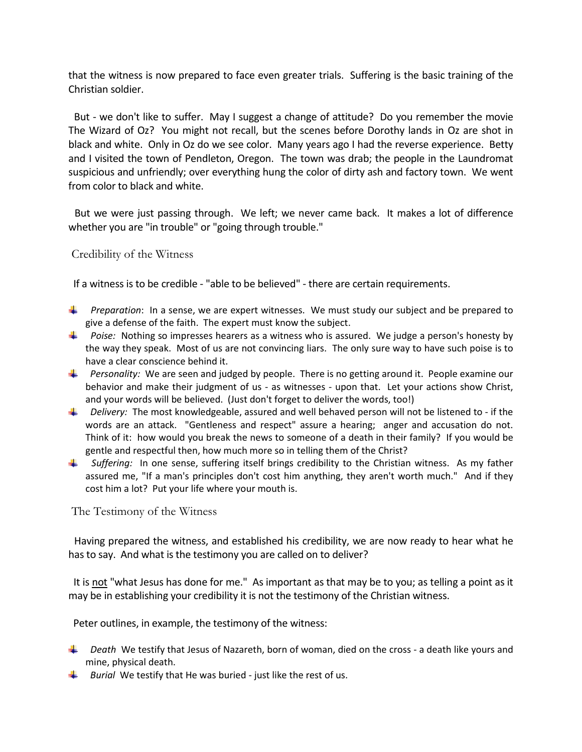that the witness is now prepared to face even greater trials. Suffering is the basic training of the Christian soldier.

But - we don't like to suffer. May I suggest a change of attitude? Do you remember the movie The Wizard of Oz? You might not recall, but the scenes before Dorothy lands in Oz are shot in black and white. Only in Oz do we see color. Many years ago I had the reverse experience. Betty and I visited the town of Pendleton, Oregon. The town was drab; the people in the Laundromat suspicious and unfriendly; over everything hung the color of dirty ash and factory town. We went from color to black and white.

But we were just passing through. We left; we never came back. It makes a lot of difference whether you are "in trouble" or "going through trouble."

## Credibility of the Witness

If a witness is to be credible - "able to be believed" - there are certain requirements.

- *Preparation*: In a sense, we are expert witnesses. We must study our subject and be prepared to give a defense of the faith. The expert must know the subject.
- *Poise:* Nothing so impresses hearers as a witness who is assured. We judge a person's honesty by the way they speak. Most of us are not convincing liars. The only sure way to have such poise is to have a clear conscience behind it.
- *Personality:* We are seen and judged by people. There is no getting around it. People examine our behavior and make their judgment of us - as witnesses - upon that. Let your actions show Christ, and your words will be believed. (Just don't forget to deliver the words, too!)
- *Delivery:* The most knowledgeable, assured and well behaved person will not be listened to - if the words are an attack. "Gentleness and respect" assure a hearing; anger and accusation do not. Think of it: how would you break the news to someone of a death in their family? If you would be gentle and respectful then, how much more so in telling them of the Christ?
- *Suffering:* In one sense, suffering itself brings credibility to the Christian witness. As my father assured me, "If a man's principles don't cost him anything, they aren't worth much." And if they cost him a lot? Put your life where your mouth is.

## The Testimony of the Witness

Having prepared the witness, and established his credibility, we are now ready to hear what he has to say. And what is the testimony you are called on to deliver?

It is <u>not</u> "what Jesus has done for me." As important as that may be to you; as telling a point as it may be in establishing your credibility it is not the testimony of the Christian witness.

Peter outlines, in example, the testimony of the witness:

- *Death* We testify that Jesus of Nazareth, born of woman, died on the cross - a death like yours and mine, physical death.
- *Burial* We testify that He was buried - just like the rest of us.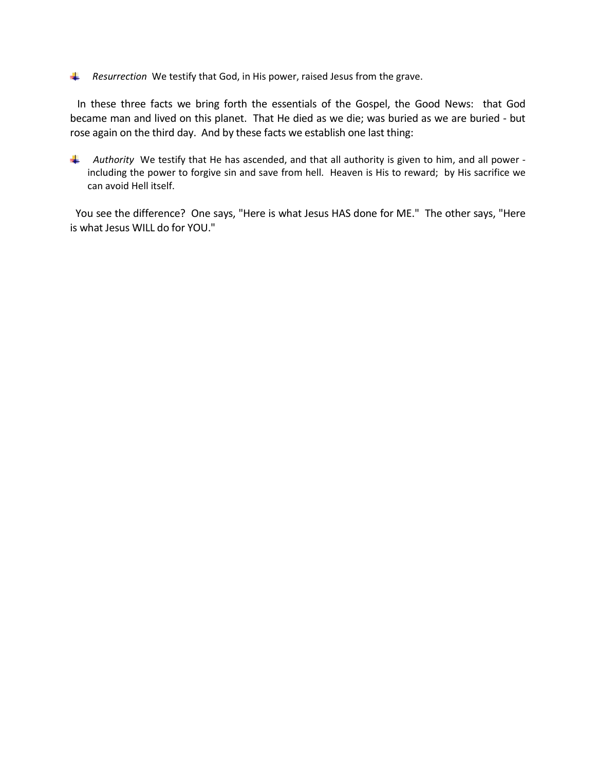- *Resurrection* We testify that God, in His power, raised Jesus from the grave.

In these three facts we bring forth the essentials of the Gospel, the Good News: that God became man and lived on this planet. That He died as we die; was buried as we are buried - but rose again on the third day. And by these facts we establish one last thing:

- *Authority* We testify that He has ascended, and that all authority is given to him, and all power - including the power to forgive sin and save from hell. Heaven is His to reward; by His sacrifice we can avoid Hell itself.

You see the difference? One says, "Here is what Jesus HAS done for ME." The other says, "Here is what Jesus WILL do for YOU."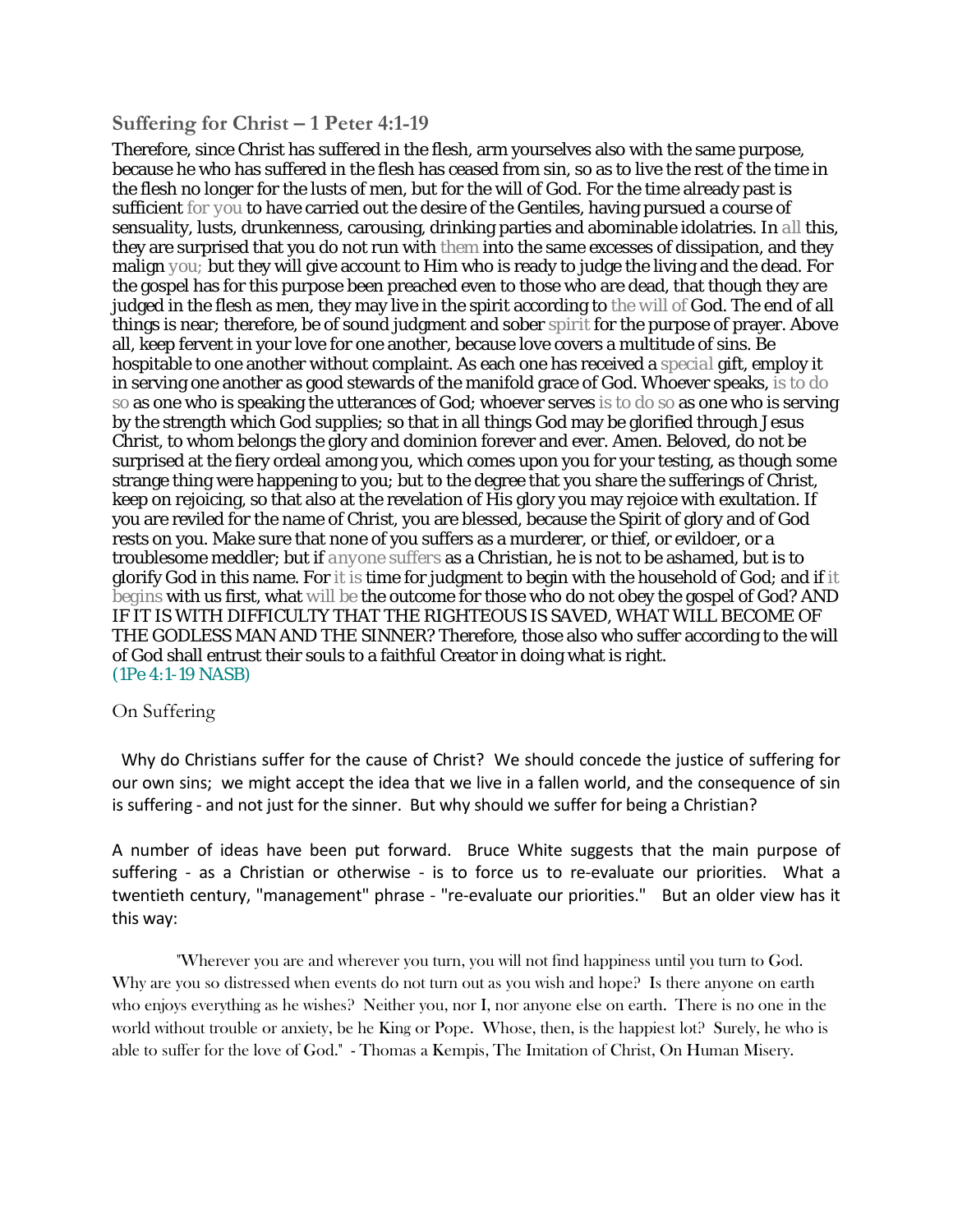## Suffering for Christ – 1 Peter 4:1-19

Therefore, since Christ has suffered in the flesh, arm yourselves also with the same purpose, because he who has suffered in the flesh has ceased from sin, so as to live the rest of the time in the flesh no longer for the lusts of men, but for the will of God. For the time already past is sufficient for you to have carried out the desire of the Gentiles, having pursued a course of sensuality, lusts, drunkenness, carousing, drinking parties and abominable idolatries. In all this, they are surprised that you do not run with them into the same excesses of dissipation, and they malign you; but they will give account to Him who is ready to judge the living and the dead. For the gospel has for this purpose been preached even to those who are dead, that though they are judged in the flesh as men, they may live in the spirit according to the will of God. The end of all things is near; therefore, be of sound judgment and sober spirit for the purpose of prayer. Above all, keep fervent in your love for one another, because love covers a multitude of sins. Be hospitable to one another without complaint. As each one has received a special gift, employ it in serving one another as good stewards of the manifold grace of God. Whoever speaks, is to do so as one who is speaking the utterances of God; whoever serves is to do so as one who is serving by the strength which God supplies; so that in all things God may be glorified through Jesus Christ, to whom belongs the glory and dominion forever and ever. Amen. Beloved, do not be surprised at the fiery ordeal among you, which comes upon you for your testing, as though some strange thing were happening to you; but to the degree that you share the sufferings of Christ, keep on rejoicing, so that also at the revelation of His glory you may rejoice with exultation. If you are reviled for the name of Christ, you are blessed, because the Spirit of glory and of God rests on you. Make sure that none of you suffers as a murderer, or thief, or evildoer, or a troublesome meddler; but if anyone suffers as a Christian, he is not to be ashamed, but is to glorify God in this name. For it is time for judgment to begin with the household of God; and if it begins with us first, what will be the outcome for those who do not obey the gospel of God? AND IF IT IS WITH DIFFICULTY THAT THE RIGHTEOUS IS SAVED, WHAT WILL BECOME OF THE GODLESS MAN AND THE SINNER? Therefore, those also who suffer according to the will of God shall entrust their souls to a faithful Creator in doing what is right.
(1Pe 4:1-19 NASB)

### On Suffering

Why do Christians suffer for the cause of Christ? We should concede the justice of suffering for our own sins; we might accept the idea that we live in a fallen world, and the consequence of sin is suffering - and not just for the sinner. But why should we suffer for being a Christian?

A number of ideas have been put forward. Bruce White suggests that the main purpose of suffering - as a Christian or otherwise - is to force us to re-evaluate our priorities. What a twentieth century, "management" phrase - "re-evaluate our priorities." But an older view has it this way:

> "Wherever you are and wherever you turn, you will not find happiness until you turn to God. Why are you so distressed when events do not turn out as you wish and hope? Is there anyone on earth who enjoys everything as he wishes? Neither you, nor I, nor anyone else on earth. There is no one in the world without trouble or anxiety, be he King or Pope. Whose, then, is the happiest lot? Surely, he who is able to suffer for the love of God." - Thomas a Kempis, The Imitation of Christ, On Human Misery.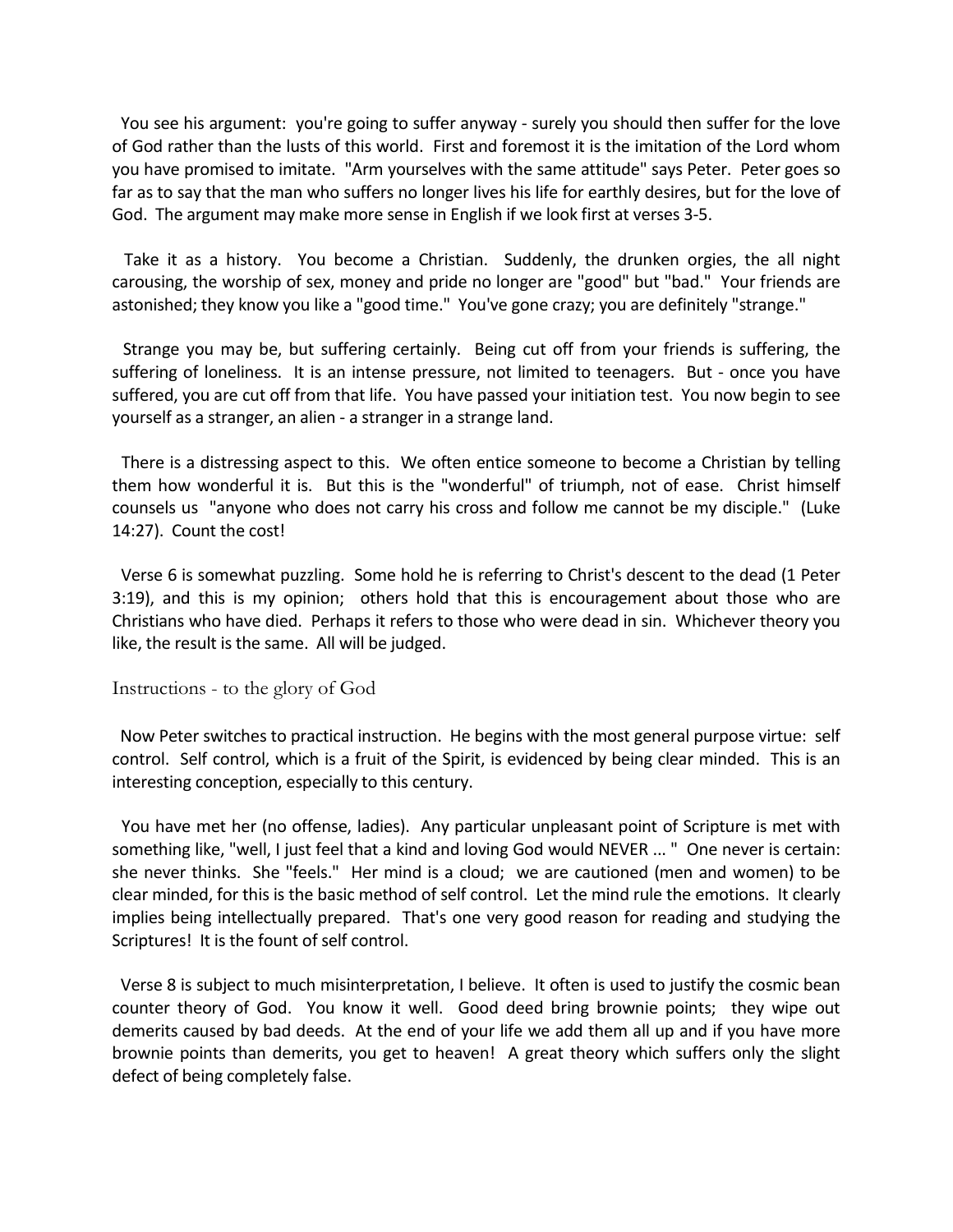You see his argument: you're going to suffer anyway - surely you should then suffer for the love of God rather than the lusts of this world. First and foremost it is the imitation of the Lord whom you have promised to imitate. "Arm yourselves with the same attitude" says Peter. Peter goes so far as to say that the man who suffers no longer lives his life for earthly desires, but for the love of God. The argument may make more sense in English if we look first at verses 3-5.

Take it as a history. You become a Christian. Suddenly, the drunken orgies, the all night carousing, the worship of sex, money and pride no longer are "good" but "bad." Your friends are astonished; they know you like a "good time." You've gone crazy; you are definitely "strange."

Strange you may be, but suffering certainly. Being cut off from your friends is suffering, the suffering of loneliness. It is an intense pressure, not limited to teenagers. But - once you have suffered, you are cut off from that life. You have passed your initiation test. You now begin to see yourself as a stranger, an alien - a stranger in a strange land.

There is a distressing aspect to this. We often entice someone to become a Christian by telling them how wonderful it is. But this is the "wonderful" of triumph, not of ease. Christ himself counsels us "anyone who does not carry his cross and follow me cannot be my disciple." (Luke 14:27). Count the cost!

Verse 6 is somewhat puzzling. Some hold he is referring to Christ's descent to the dead (1 Peter 3:19), and this is my opinion; others hold that this is encouragement about those who are Christians who have died. Perhaps it refers to those who were dead in sin. Whichever theory you like, the result is the same. All will be judged.

## Instructions - to the glory of God

Now Peter switches to practical instruction. He begins with the most general purpose virtue: self control. Self control, which is a fruit of the Spirit, is evidenced by being clear minded. This is an interesting conception, especially to this century.

You have met her (no offense, ladies). Any particular unpleasant point of Scripture is met with something like, "well, I just feel that a kind and loving God would NEVER ... " One never is certain: she never thinks. She "feels." Her mind is a cloud; we are cautioned (men and women) to be clear minded, for this is the basic method of self control. Let the mind rule the emotions. It clearly implies being intellectually prepared. That's one very good reason for reading and studying the Scriptures! It is the fount of self control.

Verse 8 is subject to much misinterpretation, I believe. It often is used to justify the cosmic bean counter theory of God. You know it well. Good deed bring brownie points; they wipe out demerits caused by bad deeds. At the end of your life we add them all up and if you have more brownie points than demerits, you get to heaven! A great theory which suffers only the slight defect of being completely false.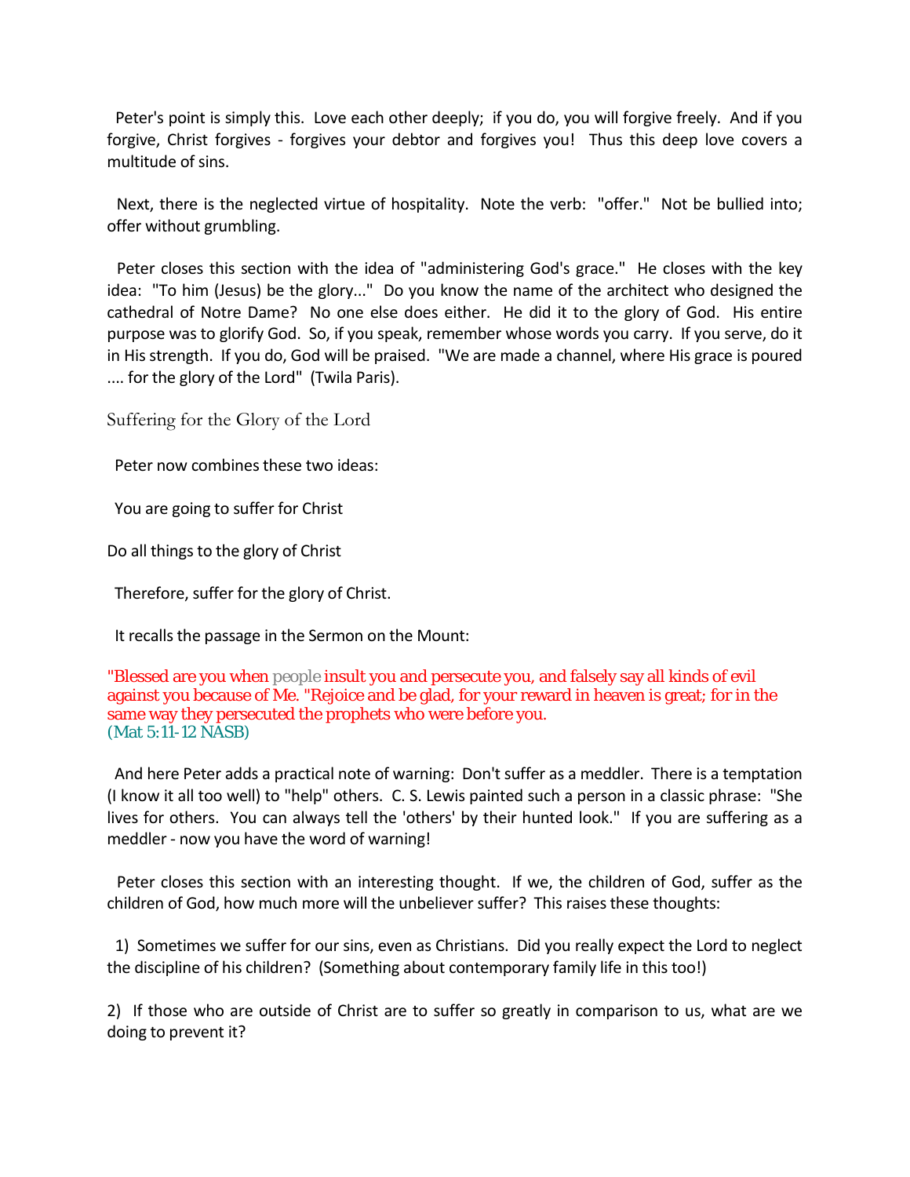Peter's point is simply this. Love each other deeply; if you do, you will forgive freely. And if you forgive, Christ forgives - forgives your debtor and forgives you! Thus this deep love covers a multitude of sins.

Next, there is the neglected virtue of hospitality. Note the verb: "offer." Not be bullied into; offer without grumbling.

Peter closes this section with the idea of "administering God's grace." He closes with the key idea: "To him (Jesus) be the glory..." Do you know the name of the architect who designed the cathedral of Notre Dame? No one else does either. He did it to the glory of God. His entire purpose was to glorify God. So, if you speak, remember whose words you carry. If you serve, do it in His strength. If you do, God will be praised. "We are made a channel, where His grace is poured .... for the glory of the Lord" (Twila Paris).

## Suffering for the Glory of the Lord

Peter now combines these two ideas:

You are going to suffer for Christ

Do all things to the glory of Christ

Therefore, suffer for the glory of Christ.

It recalls the passage in the Sermon on the Mount:

"Blessed are you when people insult you and persecute you, and falsely say all kinds of evil against you because of Me. "Rejoice and be glad, for your reward in heaven is great; for in the same way they persecuted the prophets who were before you.
(Mat 5:11-12 NASB)

And here Peter adds a practical note of warning: Don't suffer as a meddler. There is a temptation (I know it all too well) to "help" others. C. S. Lewis painted such a person in a classic phrase: "She lives for others. You can always tell the 'others' by their hunted look." If you are suffering as a meddler - now you have the word of warning!

Peter closes this section with an interesting thought. If we, the children of God, suffer as the children of God, how much more will the unbeliever suffer? This raises these thoughts:

1) Sometimes we suffer for our sins, even as Christians. Did you really expect the Lord to neglect the discipline of his children? (Something about contemporary family life in this too!)

2) If those who are outside of Christ are to suffer so greatly in comparison to us, what are we doing to prevent it?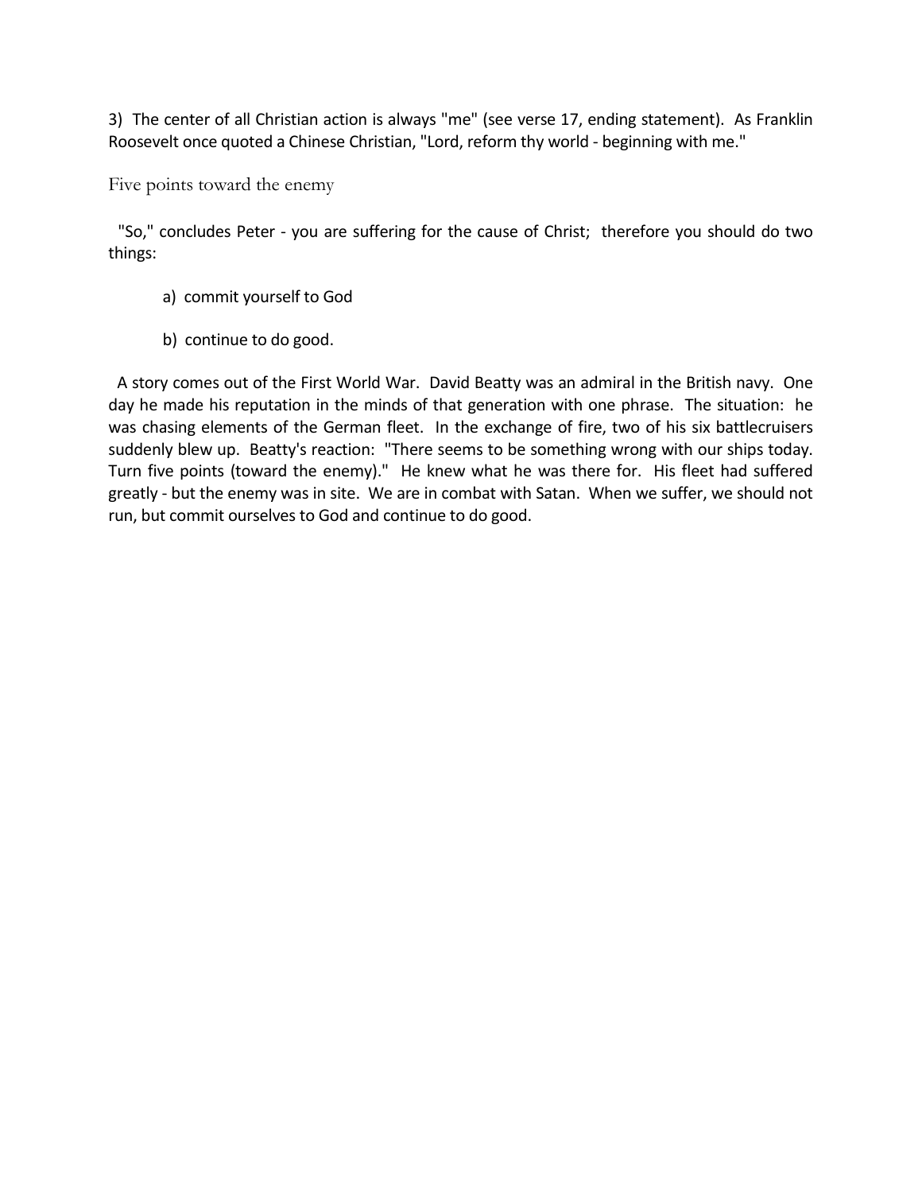3) The center of all Christian action is always "me" (see verse 17, ending statement). As Franklin Roosevelt once quoted a Chinese Christian, "Lord, reform thy world - beginning with me."

## Five points toward the enemy

"So," concludes Peter - you are suffering for the cause of Christ; therefore you should do two things:

a) commit yourself to God

b) continue to do good.

A story comes out of the First World War. David Beatty was an admiral in the British navy. One day he made his reputation in the minds of that generation with one phrase. The situation: he was chasing elements of the German fleet. In the exchange of fire, two of his six battlecruisers suddenly blew up. Beatty's reaction: "There seems to be something wrong with our ships today. Turn five points (toward the enemy)." He knew what he was there for. His fleet had suffered greatly - but the enemy was in site. We are in combat with Satan. When we suffer, we should not run, but commit ourselves to God and continue to do good.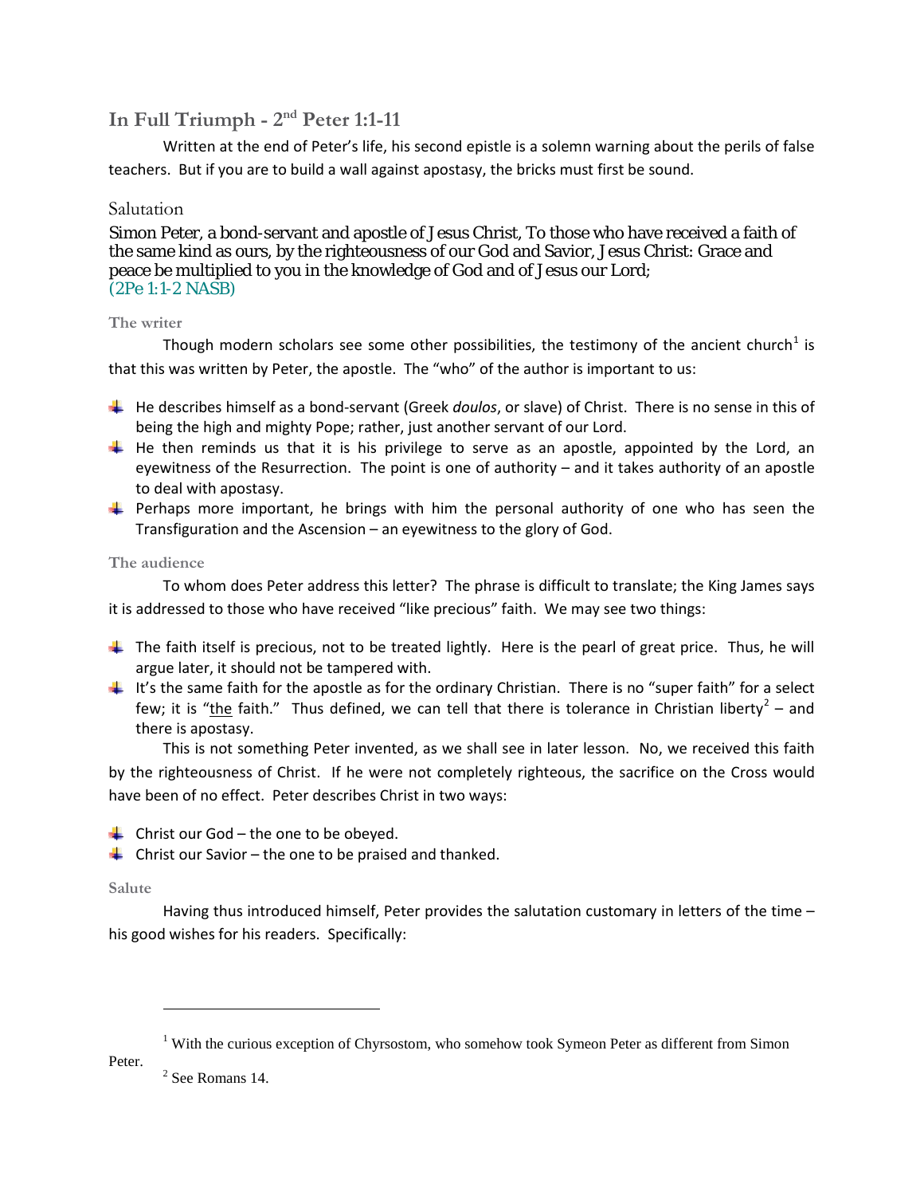## In Full Triumph - 2nd Peter 1:1-11

Written at the end of Peter's life, his second epistle is a solemn warning about the perils of false teachers. But if you are to build a wall against apostasy, the bricks must first be sound.

### Salutation

Simon Peter, a bond-servant and apostle of Jesus Christ, To those who have received a faith of the same kind as ours, by the righteousness of our God and Savior, Jesus Christ: Grace and peace be multiplied to you in the knowledge of God and of Jesus our Lord;
(2Pe 1:1-2 NASB)

#### The writer

Though modern scholars see some other possibilities, the testimony of the ancient church[1] is that this was written by Peter, the apostle. The "who" of the author is important to us:

- He describes himself as a bond-servant (Greek *doulos*, or slave) of Christ. There is no sense in this of being the high and mighty Pope; rather, just another servant of our Lord.
- He then reminds us that it is his privilege to serve as an apostle, appointed by the Lord, an eyewitness of the Resurrection. The point is one of authority – and it takes authority of an apostle to deal with apostasy.
- Perhaps more important, he brings with him the personal authority of one who has seen the Transfiguration and the Ascension – an eyewitness to the glory of God.

#### The audience

To whom does Peter address this letter? The phrase is difficult to translate; the King James says it is addressed to those who have received "like precious" faith. We may see two things:

- The faith itself is precious, not to be treated lightly. Here is the pearl of great price. Thus, he will argue later, it should not be tampered with.
- It's the same faith for the apostle as for the ordinary Christian. There is no "super faith" for a select few; it is "the faith." Thus defined, we can tell that there is tolerance in Christian liberty[2] – and there is apostasy.

This is not something Peter invented, as we shall see in later lesson. No, we received this faith by the righteousness of Christ. If he were not completely righteous, the sacrifice on the Cross would have been of no effect. Peter describes Christ in two ways:

- Christ our God – the one to be obeyed.
- Christ our Savior – the one to be praised and thanked.

#### Salute

Having thus introduced himself, Peter provides the salutation customary in letters of the time – his good wishes for his readers. Specifically:

---

[1] With the curious exception of Chyrsostom, who somehow took Symeon Peter as different from Simon Peter.

[2] See Romans 14.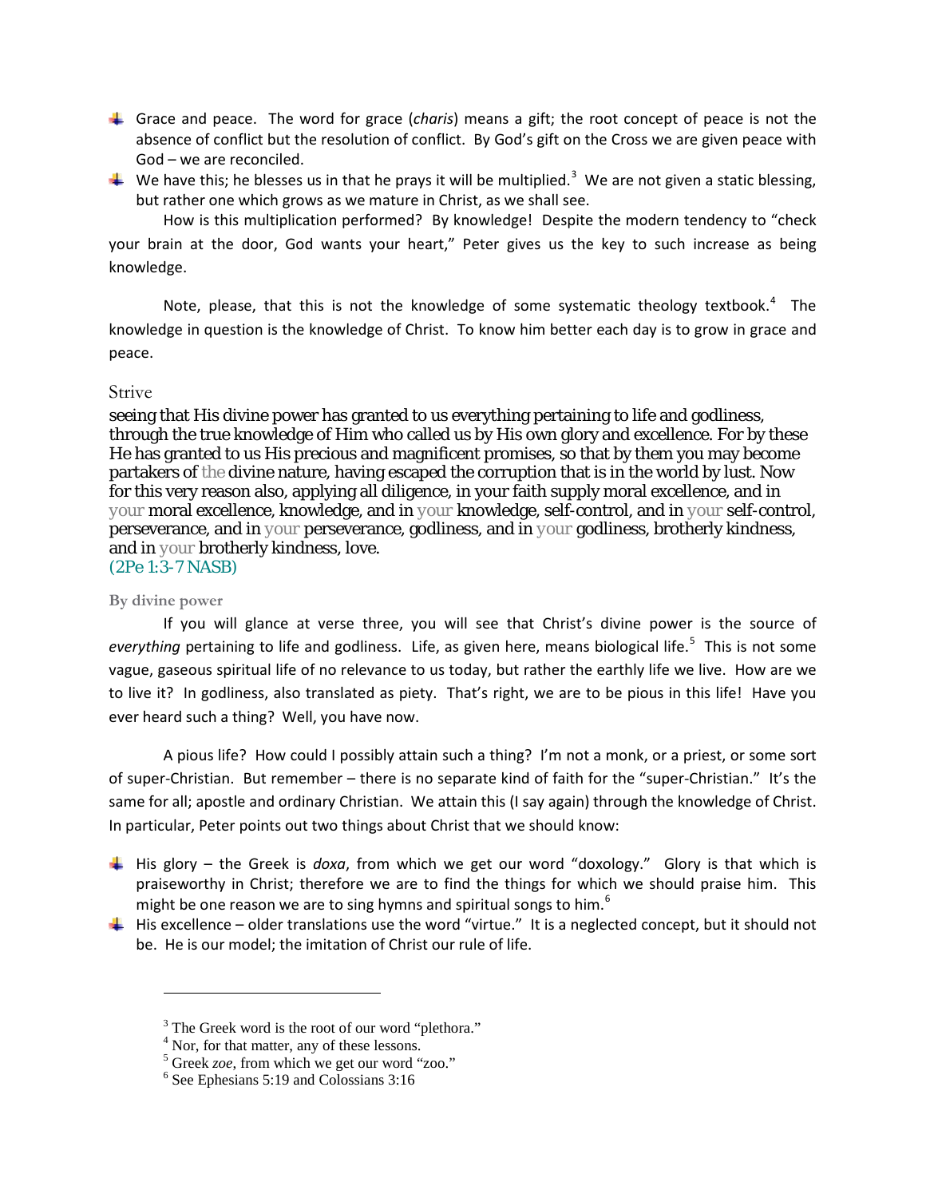- Grace and peace. The word for grace (*charis*) means a gift; the root concept of peace is not the absence of conflict but the resolution of conflict. By God's gift on the Cross we are given peace with God – we are reconciled.
- We have this; he blesses us in that he prays it will be multiplied.[3] We are not given a static blessing, but rather one which grows as we mature in Christ, as we shall see.

How is this multiplication performed? By knowledge! Despite the modern tendency to "check your brain at the door, God wants your heart," Peter gives us the key to such increase as being knowledge.

Note, please, that this is not the knowledge of some systematic theology textbook.[4] The knowledge in question is the knowledge of Christ. To know him better each day is to grow in grace and peace.

## Strive

seeing that His divine power has granted to us everything pertaining to life and godliness, through the true knowledge of Him who called us by His own glory and excellence. For by these He has granted to us His precious and magnificent promises, so that by them you may become partakers of the divine nature, having escaped the corruption that is in the world by lust. Now for this very reason also, applying all diligence, in your faith supply moral excellence, and in your moral excellence, knowledge, and in your knowledge, self-control, and in your self-control, perseverance, and in your perseverance, godliness, and in your godliness, brotherly kindness, and in your brotherly kindness, love.
(2Pe 1:3-7 NASB)

### By divine power

If you will glance at verse three, you will see that Christ's divine power is the source of *everything* pertaining to life and godliness. Life, as given here, means biological life.[5] This is not some vague, gaseous spiritual life of no relevance to us today, but rather the earthly life we live. How are we to live it? In godliness, also translated as piety. That's right, we are to be pious in this life! Have you ever heard such a thing? Well, you have now.

A pious life? How could I possibly attain such a thing? I'm not a monk, or a priest, or some sort of super-Christian. But remember – there is no separate kind of faith for the "super-Christian." It's the same for all; apostle and ordinary Christian. We attain this (I say again) through the knowledge of Christ. In particular, Peter points out two things about Christ that we should know:

- His glory – the Greek is *doxa*, from which we get our word "doxology." Glory is that which is praiseworthy in Christ; therefore we are to find the things for which we should praise him. This might be one reason we are to sing hymns and spiritual songs to him.[6]
- His excellence – older translations use the word "virtue." It is a neglected concept, but it should not be. He is our model; the imitation of Christ our rule of life.

---

[3] The Greek word is the root of our word "plethora."
[4] Nor, for that matter, any of these lessons.
[5] Greek *zoe*, from which we get our word "zoo."
[6] See Ephesians 5:19 and Colossians 3:16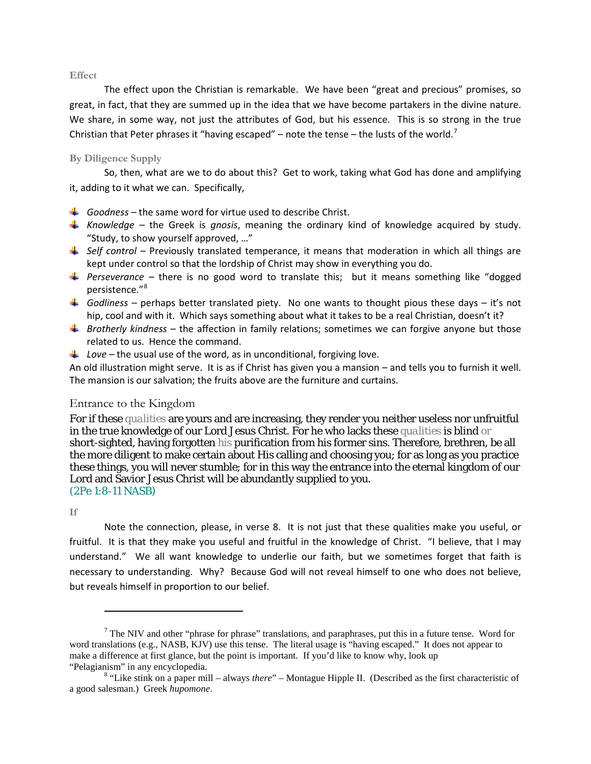### Effect

The effect upon the Christian is remarkable. We have been "great and precious" promises, so great, in fact, that they are summed up in the idea that we have become partakers in the divine nature. We share, in some way, not just the attributes of God, but his essence. This is so strong in the true Christian that Peter phrases it "having escaped" – note the tense – the lusts of the world.[7]

### By Diligence Supply

So, then, what are we to do about this? Get to work, taking what God has done and amplifying it, adding to it what we can. Specifically,

- *Goodness* – the same word for virtue used to describe Christ.
- *Knowledge* – the Greek is *gnosis*, meaning the ordinary kind of knowledge acquired by study. "Study, to show yourself approved, …"
- *Self control* – Previously translated temperance, it means that moderation in which all things are kept under control so that the lordship of Christ may show in everything you do.
- *Perseverance* – there is no good word to translate this; but it means something like "dogged persistence."[8]
- *Godliness* – perhaps better translated piety. No one wants to thought pious these days – it's not hip, cool and with it. Which says something about what it takes to be a real Christian, doesn't it?
- *Brotherly kindness* – the affection in family relations; sometimes we can forgive anyone but those related to us. Hence the command.
- *Love* – the usual use of the word, as in unconditional, forgiving love.

An old illustration might serve. It is as if Christ has given you a mansion – and tells you to furnish it well. The mansion is our salvation; the fruits above are the furniture and curtains.

## Entrance to the Kingdom

For if these qualities are yours and are increasing, they render you neither useless nor unfruitful in the true knowledge of our Lord Jesus Christ. For he who lacks these qualities is blind or short-sighted, having forgotten his purification from his former sins. Therefore, brethren, be all the more diligent to make certain about His calling and choosing you; for as long as you practice these things, you will never stumble; for in this way the entrance into the eternal kingdom of our Lord and Savior Jesus Christ will be abundantly supplied to you.
(2Pe 1:8-11 NASB)

### If

Note the connection, please, in verse 8. It is not just that these qualities make you useful, or fruitful. It is that they make you useful and fruitful in the knowledge of Christ. "I believe, that I may understand." We all want knowledge to underlie our faith, but we sometimes forget that faith is necessary to understanding. Why? Because God will not reveal himself to one who does not believe, but reveals himself in proportion to our belief.

---

[7] The NIV and other "phrase for phrase" translations, and paraphrases, put this in a future tense. Word for word translations (e.g., NASB, KJV) use this tense. The literal usage is "having escaped." It does not appear to make a difference at first glance, but the point is important. If you'd like to know why, look up "Pelagianism" in any encyclopedia.

[8] "Like stink on a paper mill – always *there*" – Montague Hipple II. (Described as the first characteristic of a good salesman.) Greek *hupomone*.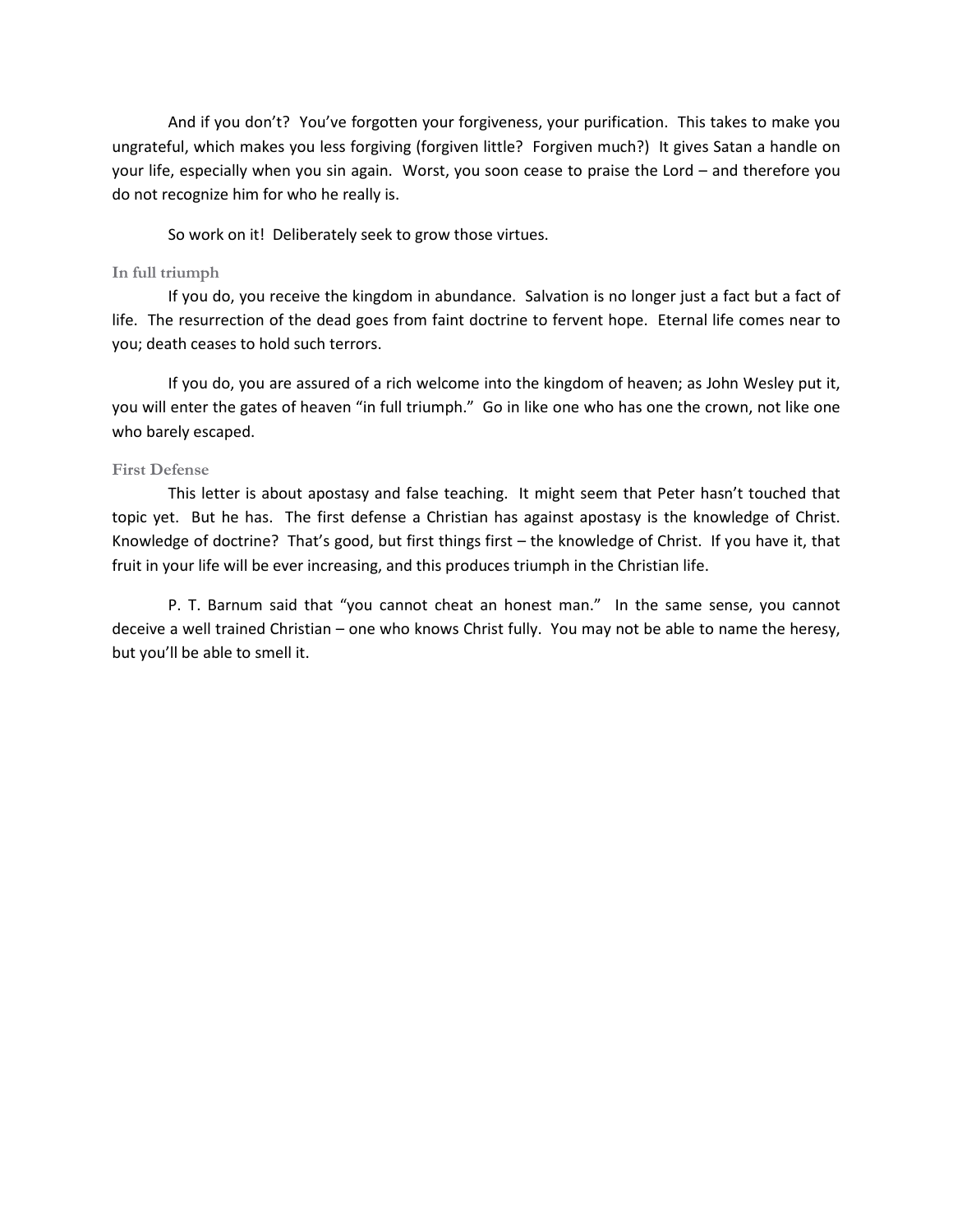And if you don't? You've forgotten your forgiveness, your purification. This takes to make you ungrateful, which makes you less forgiving (forgiven little? Forgiven much?) It gives Satan a handle on your life, especially when you sin again. Worst, you soon cease to praise the Lord – and therefore you do not recognize him for who he really is.

So work on it! Deliberately seek to grow those virtues.

### In full triumph

If you do, you receive the kingdom in abundance. Salvation is no longer just a fact but a fact of life. The resurrection of the dead goes from faint doctrine to fervent hope. Eternal life comes near to you; death ceases to hold such terrors.

If you do, you are assured of a rich welcome into the kingdom of heaven; as John Wesley put it, you will enter the gates of heaven "in full triumph." Go in like one who has one the crown, not like one who barely escaped.

### First Defense

This letter is about apostasy and false teaching. It might seem that Peter hasn't touched that topic yet. But he has. The first defense a Christian has against apostasy is the knowledge of Christ. Knowledge of doctrine? That's good, but first things first – the knowledge of Christ. If you have it, that fruit in your life will be ever increasing, and this produces triumph in the Christian life.

P. T. Barnum said that "you cannot cheat an honest man." In the same sense, you cannot deceive a well trained Christian – one who knows Christ fully. You may not be able to name the heresy, but you'll be able to smell it.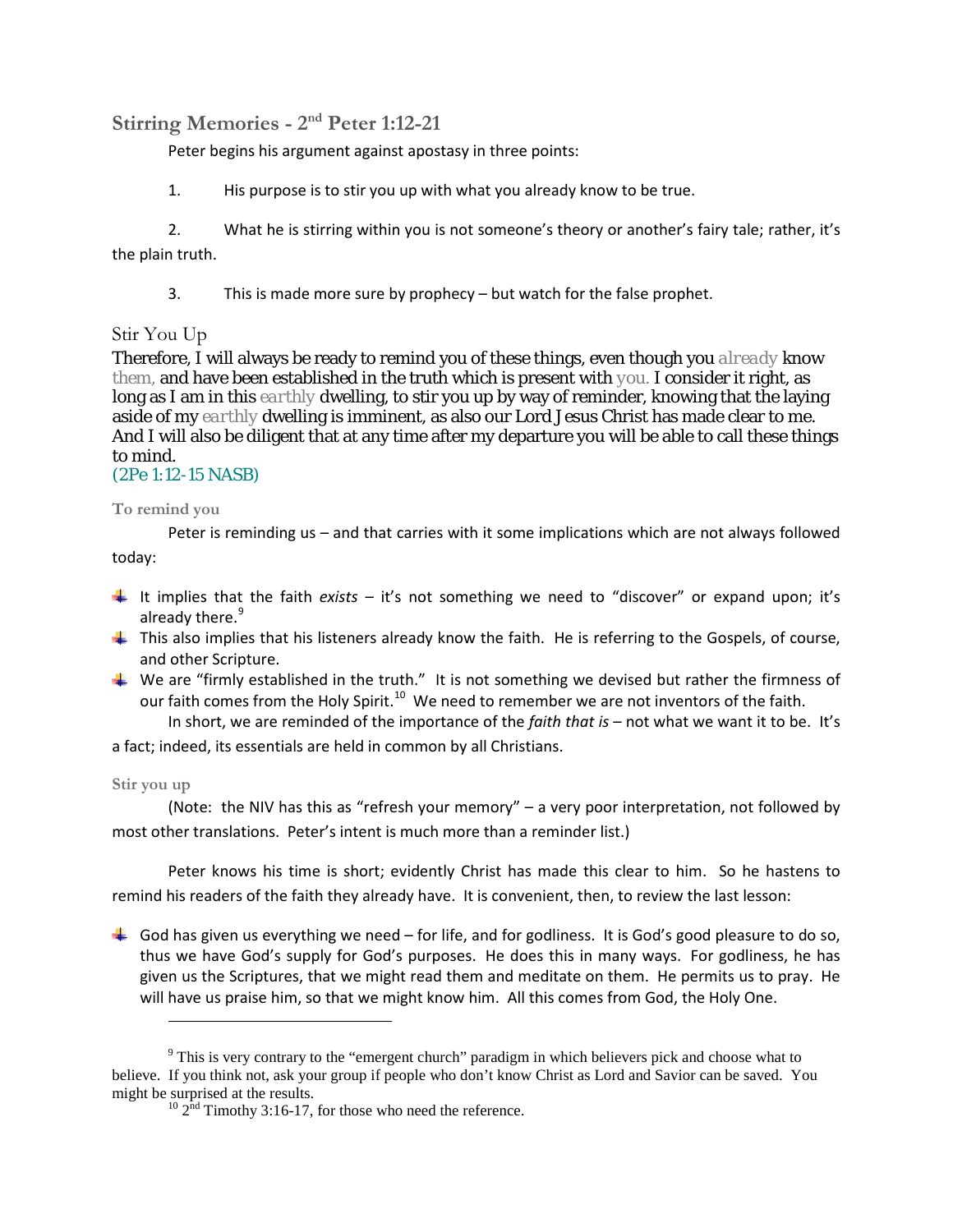## Stirring Memories - 2nd Peter 1:12-21

Peter begins his argument against apostasy in three points:

1. His purpose is to stir you up with what you already know to be true.

2. What he is stirring within you is not someone's theory or another's fairy tale; rather, it's the plain truth.

3. This is made more sure by prophecy – but watch for the false prophet.

### Stir You Up

Therefore, I will always be ready to remind you of these things, even though you already know them, and have been established in the truth which is present with you. I consider it right, as long as I am in this earthly dwelling, to stir you up by way of reminder, knowing that the laying aside of my earthly dwelling is imminent, as also our Lord Jesus Christ has made clear to me. And I will also be diligent that at any time after my departure you will be able to call these things to mind.
(2Pe 1:12-15 NASB)

#### To remind you

Peter is reminding us – and that carries with it some implications which are not always followed today:

- It implies that the faith *exists* – it's not something we need to "discover" or expand upon; it's already there.[9]
- This also implies that his listeners already know the faith. He is referring to the Gospels, of course, and other Scripture.
- We are "firmly established in the truth." It is not something we devised but rather the firmness of our faith comes from the Holy Spirit.[10] We need to remember we are not inventors of the faith.

In short, we are reminded of the importance of the *faith that is* – not what we want it to be. It's a fact; indeed, its essentials are held in common by all Christians.

#### Stir you up

(Note: the NIV has this as "refresh your memory" – a very poor interpretation, not followed by most other translations. Peter's intent is much more than a reminder list.)

Peter knows his time is short; evidently Christ has made this clear to him. So he hastens to remind his readers of the faith they already have. It is convenient, then, to review the last lesson:

- God has given us everything we need – for life, and for godliness. It is God's good pleasure to do so, thus we have God's supply for God's purposes. He does this in many ways. For godliness, he has given us the Scriptures, that we might read them and meditate on them. He permits us to pray. He will have us praise him, so that we might know him. All this comes from God, the Holy One.

---

[9] This is very contrary to the "emergent church" paradigm in which believers pick and choose what to believe. If you think not, ask your group if people who don't know Christ as Lord and Savior can be saved. You might be surprised at the results.

[10] 2nd Timothy 3:16-17, for those who need the reference.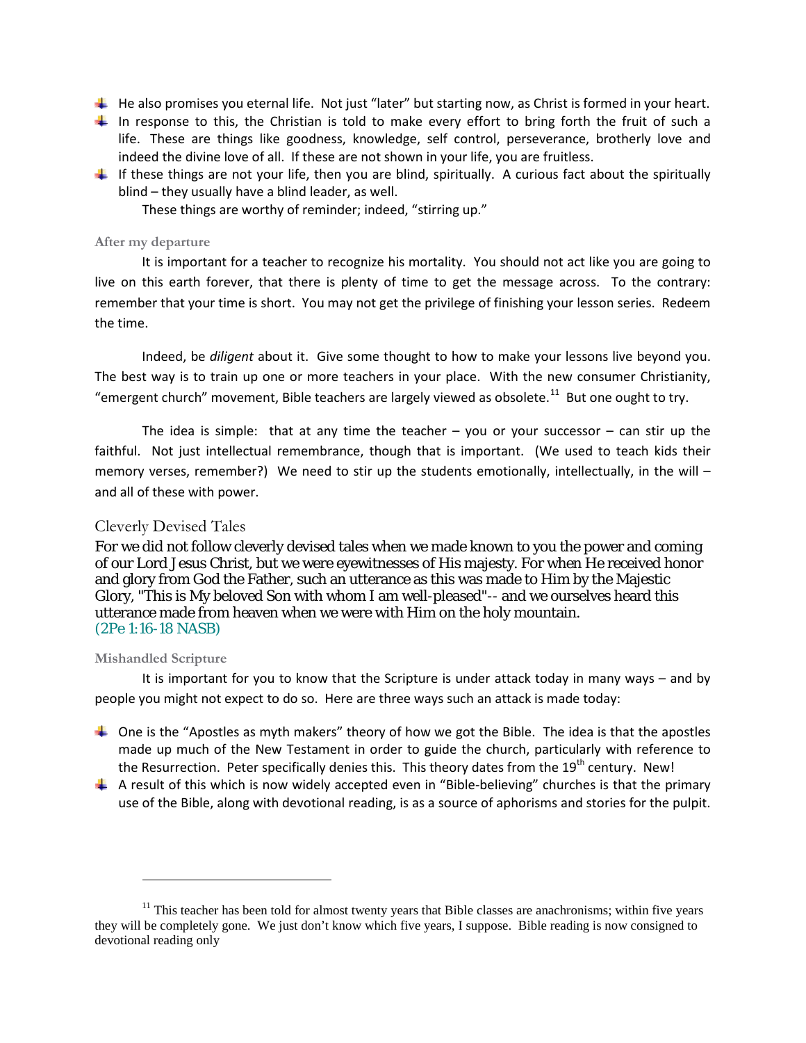- He also promises you eternal life. Not just "later" but starting now, as Christ is formed in your heart.
- In response to this, the Christian is told to make every effort to bring forth the fruit of such a life. These are things like goodness, knowledge, self control, perseverance, brotherly love and indeed the divine love of all. If these are not shown in your life, you are fruitless.
- If these things are not your life, then you are blind, spiritually. A curious fact about the spiritually blind – they usually have a blind leader, as well.

These things are worthy of reminder; indeed, "stirring up."

### After my departure

It is important for a teacher to recognize his mortality. You should not act like you are going to live on this earth forever, that there is plenty of time to get the message across. To the contrary: remember that your time is short. You may not get the privilege of finishing your lesson series. Redeem the time.

Indeed, be *diligent* about it. Give some thought to how to make your lessons live beyond you. The best way is to train up one or more teachers in your place. With the new consumer Christianity, "emergent church" movement, Bible teachers are largely viewed as obsolete.[11] But one ought to try.

The idea is simple: that at any time the teacher – you or your successor – can stir up the faithful. Not just intellectual remembrance, though that is important. (We used to teach kids their memory verses, remember?) We need to stir up the students emotionally, intellectually, in the will – and all of these with power.

## Cleverly Devised Tales

For we did not follow cleverly devised tales when we made known to you the power and coming of our Lord Jesus Christ, but we were eyewitnesses of His majesty. For when He received honor and glory from God the Father, such an utterance as this was made to Him by the Majestic Glory, "This is My beloved Son with whom I am well-pleased"-- and we ourselves heard this utterance made from heaven when we were with Him on the holy mountain.
(2Pe 1:16-18 NASB)

### Mishandled Scripture

It is important for you to know that the Scripture is under attack today in many ways – and by people you might not expect to do so. Here are three ways such an attack is made today:

- One is the "Apostles as myth makers" theory of how we got the Bible. The idea is that the apostles made up much of the New Testament in order to guide the church, particularly with reference to the Resurrection. Peter specifically denies this. This theory dates from the 19th century. New!
- A result of this which is now widely accepted even in "Bible-believing" churches is that the primary use of the Bible, along with devotional reading, is as a source of aphorisms and stories for the pulpit.

---

[11] This teacher has been told for almost twenty years that Bible classes are anachronisms; within five years they will be completely gone. We just don't know which five years, I suppose. Bible reading is now consigned to devotional reading only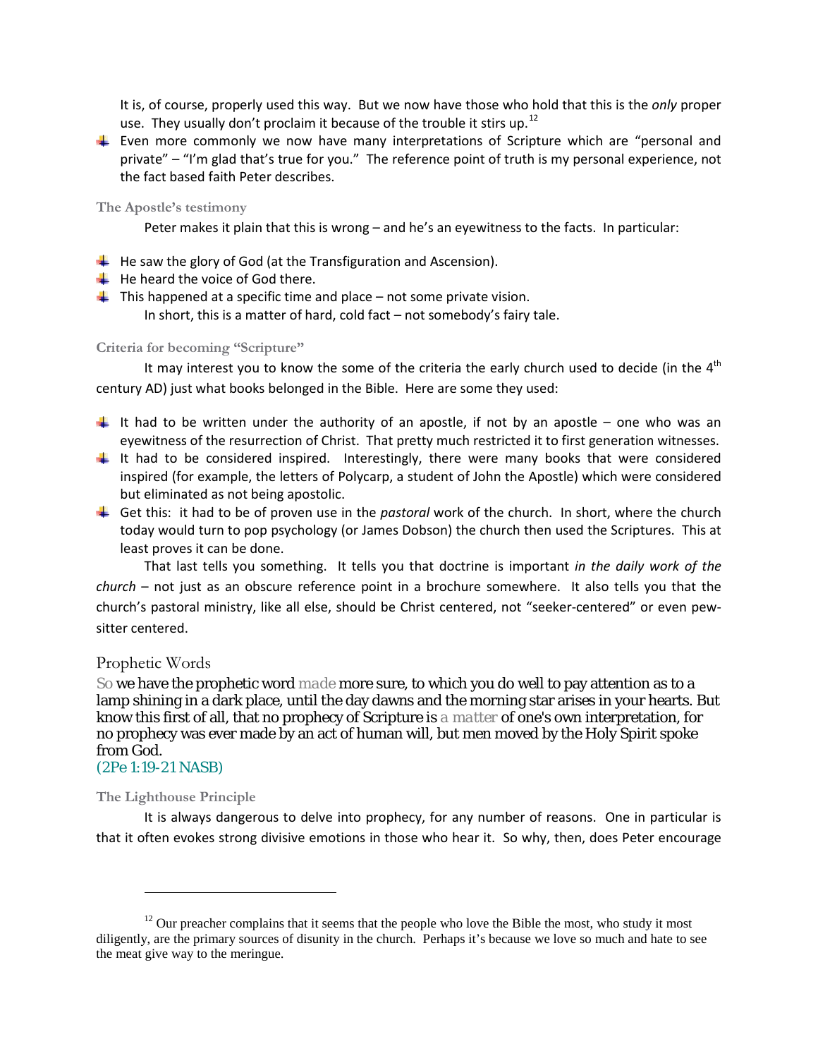It is, of course, properly used this way. But we now have those who hold that this is the *only* proper use. They usually don't proclaim it because of the trouble it stirs up.[12]

- Even more commonly we now have many interpretations of Scripture which are "personal and private" – "I'm glad that's true for you." The reference point of truth is my personal experience, not the fact based faith Peter describes.

### The Apostle's testimony

Peter makes it plain that this is wrong – and he's an eyewitness to the facts. In particular:

- He saw the glory of God (at the Transfiguration and Ascension).
- He heard the voice of God there.
- This happened at a specific time and place – not some private vision.

In short, this is a matter of hard, cold fact – not somebody's fairy tale.

### Criteria for becoming "Scripture"

It may interest you to know the some of the criteria the early church used to decide (in the 4th century AD) just what books belonged in the Bible. Here are some they used:

- It had to be written under the authority of an apostle, if not by an apostle – one who was an eyewitness of the resurrection of Christ. That pretty much restricted it to first generation witnesses.
- It had to be considered inspired. Interestingly, there were many books that were considered inspired (for example, the letters of Polycarp, a student of John the Apostle) which were considered but eliminated as not being apostolic.
- Get this: it had to be of proven use in the *pastoral* work of the church. In short, where the church today would turn to pop psychology (or James Dobson) the church then used the Scriptures. This at least proves it can be done.

That last tells you something. It tells you that doctrine is important *in the daily work of the church* – not just as an obscure reference point in a brochure somewhere. It also tells you that the church's pastoral ministry, like all else, should be Christ centered, not "seeker-centered" or even pew-sitter centered.

## Prophetic Words

So we have the prophetic word made more sure, to which you do well to pay attention as to a lamp shining in a dark place, until the day dawns and the morning star arises in your hearts. But know this first of all, that no prophecy of Scripture is a matter of one's own interpretation, for no prophecy was ever made by an act of human will, but men moved by the Holy Spirit spoke from God.
(2Pe 1:19-21 NASB)

### The Lighthouse Principle

It is always dangerous to delve into prophecy, for any number of reasons. One in particular is that it often evokes strong divisive emotions in those who hear it. So why, then, does Peter encourage

---

[12] Our preacher complains that it seems that the people who love the Bible the most, who study it most diligently, are the primary sources of disunity in the church. Perhaps it's because we love so much and hate to see the meat give way to the meringue.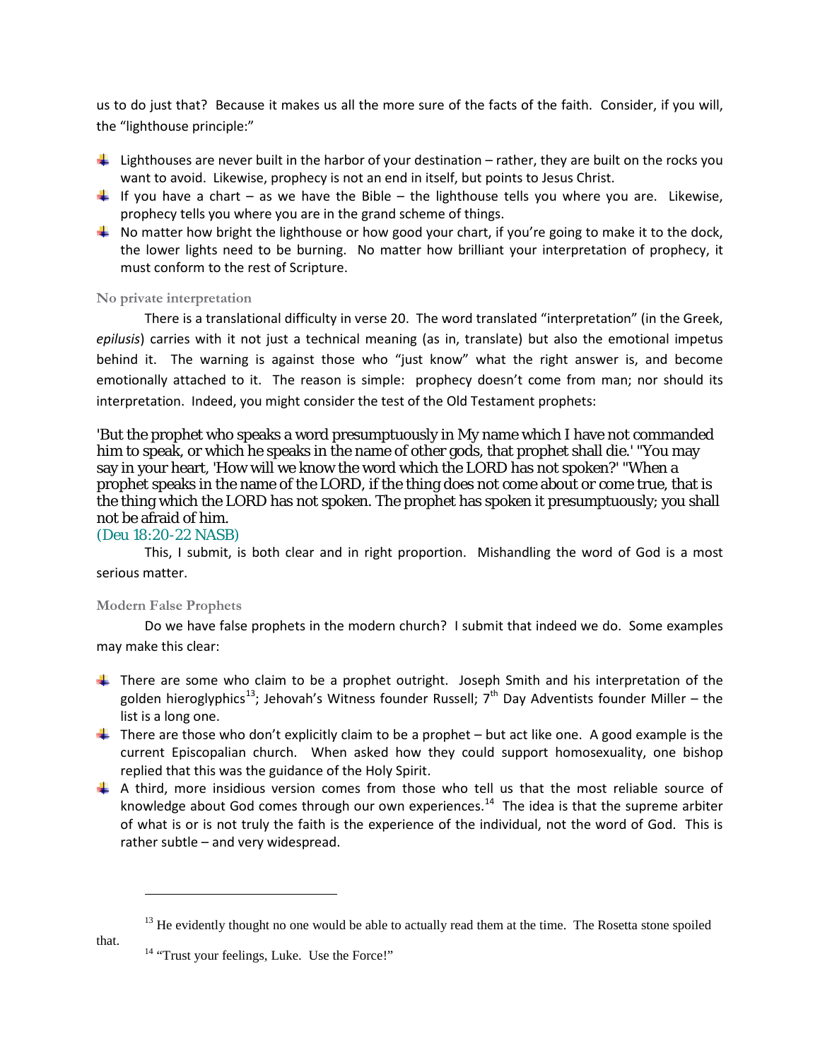us to do just that? Because it makes us all the more sure of the facts of the faith. Consider, if you will, the "lighthouse principle:"

- Lighthouses are never built in the harbor of your destination – rather, they are built on the rocks you want to avoid. Likewise, prophecy is not an end in itself, but points to Jesus Christ.
- If you have a chart – as we have the Bible – the lighthouse tells you where you are. Likewise, prophecy tells you where you are in the grand scheme of things.
- No matter how bright the lighthouse or how good your chart, if you're going to make it to the dock, the lower lights need to be burning. No matter how brilliant your interpretation of prophecy, it must conform to the rest of Scripture.

### No private interpretation

There is a translational difficulty in verse 20. The word translated "interpretation" (in the Greek, *epilusis*) carries with it not just a technical meaning (as in, translate) but also the emotional impetus behind it. The warning is against those who "just know" what the right answer is, and become emotionally attached to it. The reason is simple: prophecy doesn't come from man; nor should its interpretation. Indeed, you might consider the test of the Old Testament prophets:

'But the prophet who speaks a word presumptuously in My name which I have not commanded him to speak, or which he speaks in the name of other gods, that prophet shall die.' "You may say in your heart, 'How will we know the word which the LORD has not spoken?' "When a prophet speaks in the name of the LORD, if the thing does not come about or come true, that is the thing which the LORD has not spoken. The prophet has spoken it presumptuously; you shall not be afraid of him.
(Deu 18:20-22 NASB)

This, I submit, is both clear and in right proportion. Mishandling the word of God is a most serious matter.

### Modern False Prophets

Do we have false prophets in the modern church? I submit that indeed we do. Some examples may make this clear:

- There are some who claim to be a prophet outright. Joseph Smith and his interpretation of the golden hieroglyphics[13]; Jehovah's Witness founder Russell; 7th Day Adventists founder Miller – the list is a long one.
- There are those who don't explicitly claim to be a prophet – but act like one. A good example is the current Episcopalian church. When asked how they could support homosexuality, one bishop replied that this was the guidance of the Holy Spirit.
- A third, more insidious version comes from those who tell us that the most reliable source of knowledge about God comes through our own experiences.[14] The idea is that the supreme arbiter of what is or is not truly the faith is the experience of the individual, not the word of God. This is rather subtle – and very widespread.

---

[13] He evidently thought no one would be able to actually read them at the time. The Rosetta stone spoiled that.

[14] "Trust your feelings, Luke. Use the Force!"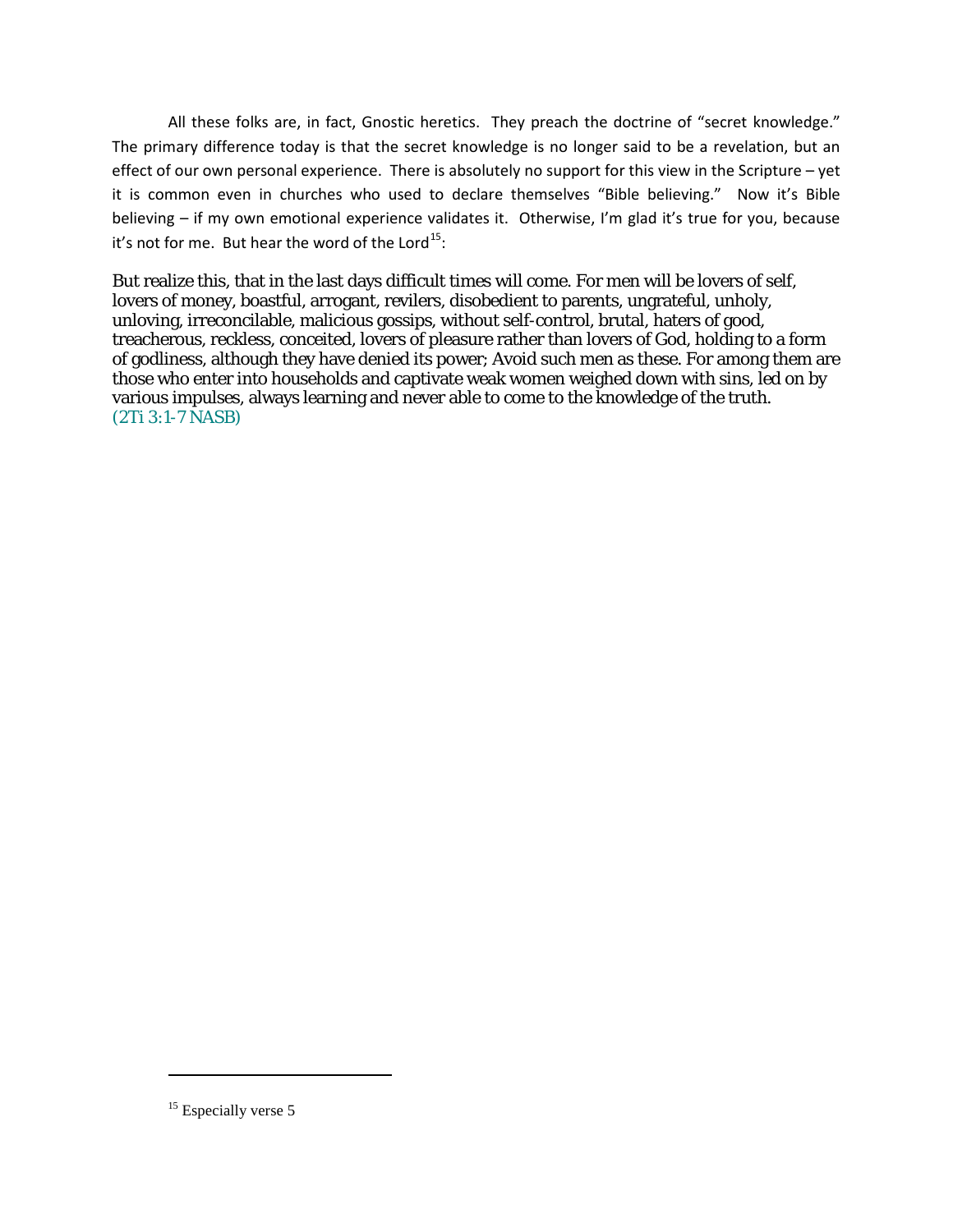All these folks are, in fact, Gnostic heretics. They preach the doctrine of "secret knowledge." The primary difference today is that the secret knowledge is no longer said to be a revelation, but an effect of our own personal experience. There is absolutely no support for this view in the Scripture – yet it is common even in churches who used to declare themselves "Bible believing." Now it's Bible believing – if my own emotional experience validates it. Otherwise, I'm glad it's true for you, because it's not for me. But hear the word of the Lord[15]:

But realize this, that in the last days difficult times will come. For men will be lovers of self, lovers of money, boastful, arrogant, revilers, disobedient to parents, ungrateful, unholy, unloving, irreconcilable, malicious gossips, without self-control, brutal, haters of good, treacherous, reckless, conceited, lovers of pleasure rather than lovers of God, holding to a form of godliness, although they have denied its power; Avoid such men as these. For among them are those who enter into households and captivate weak women weighed down with sins, led on by various impulses, always learning and never able to come to the knowledge of the truth. (2Ti 3:1-7 NASB)

[15] Especially verse 5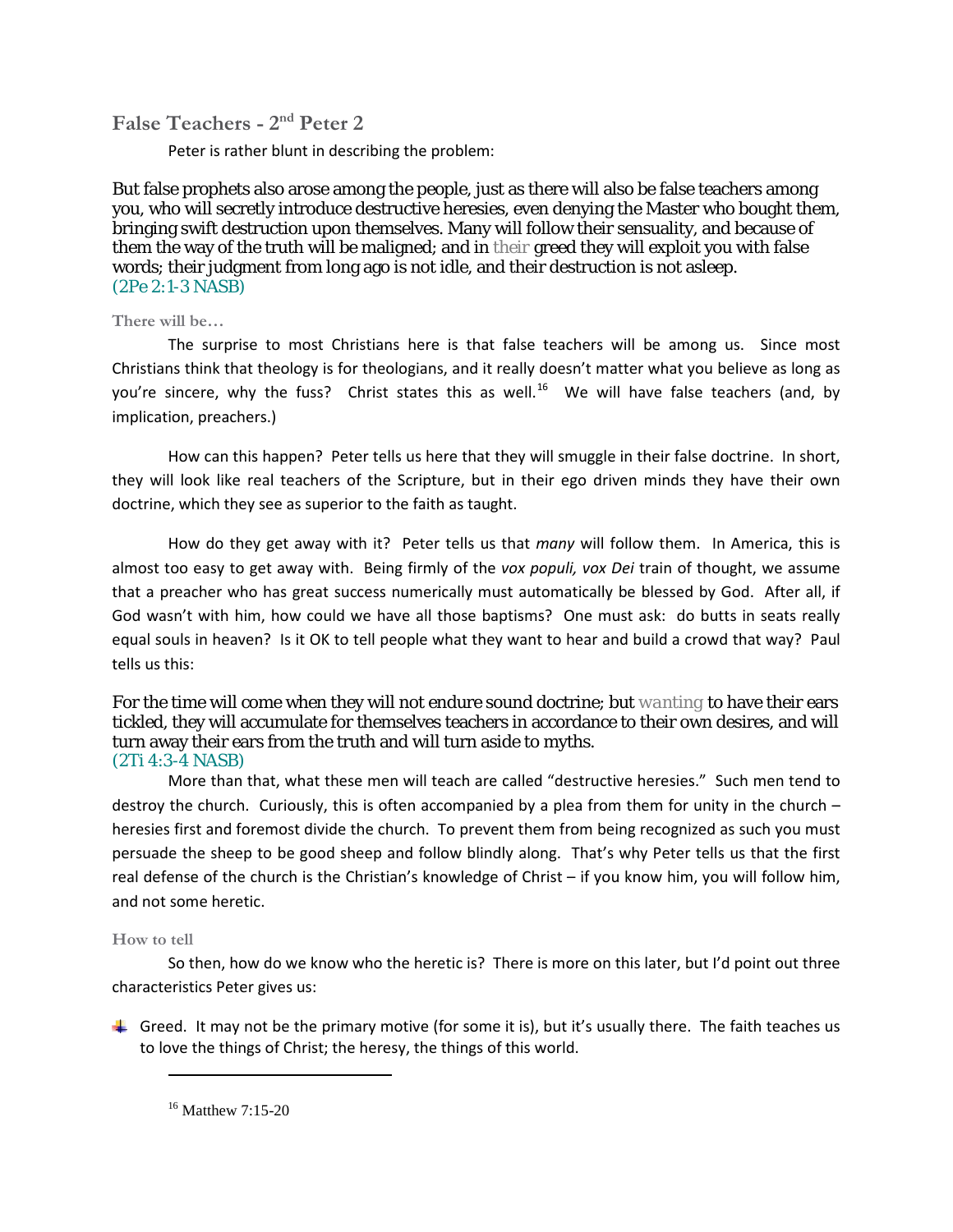## False Teachers - 2nd Peter 2

Peter is rather blunt in describing the problem:

> But false prophets also arose among the people, just as there will also be false teachers among you, who will secretly introduce destructive heresies, even denying the Master who bought them, bringing swift destruction upon themselves. Many will follow their sensuality, and because of them the way of the truth will be maligned; and in their greed they will exploit you with false words; their judgment from long ago is not idle, and their destruction is not asleep.
> (2Pe 2:1-3 NASB)

### There will be…

The surprise to most Christians here is that false teachers will be among us. Since most Christians think that theology is for theologians, and it really doesn't matter what you believe as long as you're sincere, why the fuss? Christ states this as well.[16] We will have false teachers (and, by implication, preachers.)

How can this happen? Peter tells us here that they will smuggle in their false doctrine. In short, they will look like real teachers of the Scripture, but in their ego driven minds they have their own doctrine, which they see as superior to the faith as taught.

How do they get away with it? Peter tells us that *many* will follow them. In America, this is almost too easy to get away with. Being firmly of the *vox populi, vox Dei* train of thought, we assume that a preacher who has great success numerically must automatically be blessed by God. After all, if God wasn't with him, how could we have all those baptisms? One must ask: do butts in seats really equal souls in heaven? Is it OK to tell people what they want to hear and build a crowd that way? Paul tells us this:

> For the time will come when they will not endure sound doctrine; but wanting to have their ears tickled, they will accumulate for themselves teachers in accordance to their own desires, and will turn away their ears from the truth and will turn aside to myths.
> (2Ti 4:3-4 NASB)

More than that, what these men will teach are called "destructive heresies." Such men tend to destroy the church. Curiously, this is often accompanied by a plea from them for unity in the church – heresies first and foremost divide the church. To prevent them from being recognized as such you must persuade the sheep to be good sheep and follow blindly along. That's why Peter tells us that the first real defense of the church is the Christian's knowledge of Christ – if you know him, you will follow him, and not some heretic.

### How to tell

So then, how do we know who the heretic is? There is more on this later, but I'd point out three characteristics Peter gives us:

- Greed. It may not be the primary motive (for some it is), but it's usually there. The faith teaches us to love the things of Christ; the heresy, the things of this world.

---

[16] Matthew 7:15-20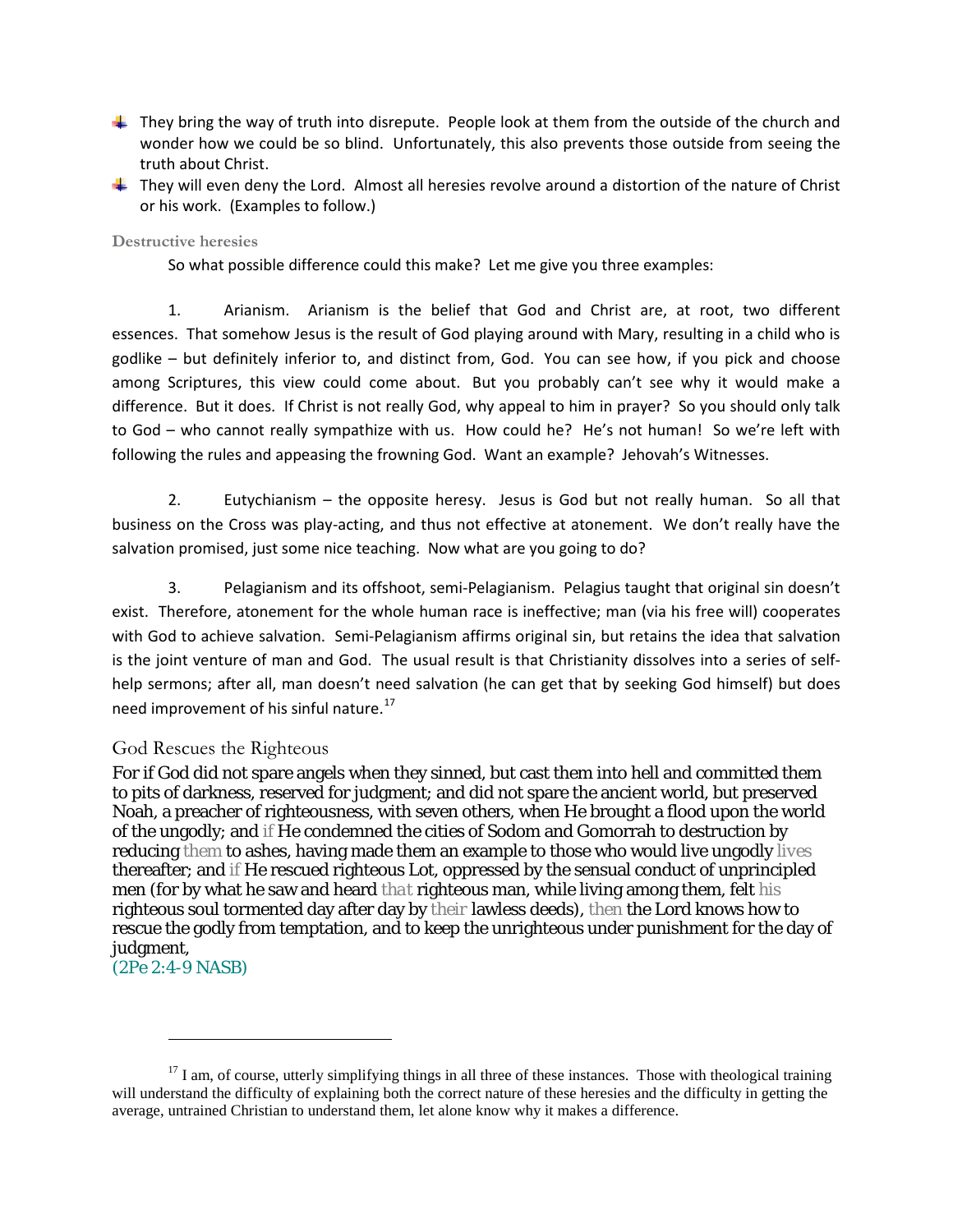- They bring the way of truth into disrepute. People look at them from the outside of the church and wonder how we could be so blind. Unfortunately, this also prevents those outside from seeing the truth about Christ.
- They will even deny the Lord. Almost all heresies revolve around a distortion of the nature of Christ or his work. (Examples to follow.)

### Destructive heresies

So what possible difference could this make? Let me give you three examples:

1. Arianism. Arianism is the belief that God and Christ are, at root, two different essences. That somehow Jesus is the result of God playing around with Mary, resulting in a child who is godlike – but definitely inferior to, and distinct from, God. You can see how, if you pick and choose among Scriptures, this view could come about. But you probably can't see why it would make a difference. But it does. If Christ is not really God, why appeal to him in prayer? So you should only talk to God – who cannot really sympathize with us. How could he? He's not human! So we're left with following the rules and appeasing the frowning God. Want an example? Jehovah's Witnesses.

2. Eutychianism – the opposite heresy. Jesus is God but not really human. So all that business on the Cross was play-acting, and thus not effective at atonement. We don't really have the salvation promised, just some nice teaching. Now what are you going to do?

3. Pelagianism and its offshoot, semi-Pelagianism. Pelagius taught that original sin doesn't exist. Therefore, atonement for the whole human race is ineffective; man (via his free will) cooperates with God to achieve salvation. Semi-Pelagianism affirms original sin, but retains the idea that salvation is the joint venture of man and God. The usual result is that Christianity dissolves into a series of self-help sermons; after all, man doesn't need salvation (he can get that by seeking God himself) but does need improvement of his sinful nature.[17]

## God Rescues the Righteous

For if God did not spare angels when they sinned, but cast them into hell and committed them to pits of darkness, reserved for judgment; and did not spare the ancient world, but preserved Noah, a preacher of righteousness, with seven others, when He brought a flood upon the world of the ungodly; and if He condemned the cities of Sodom and Gomorrah to destruction by reducing them to ashes, having made them an example to those who would live ungodly lives thereafter; and if He rescued righteous Lot, oppressed by the sensual conduct of unprincipled men (for by what he saw and heard that righteous man, while living among them, felt his righteous soul tormented day after day by their lawless deeds), then the Lord knows how to rescue the godly from temptation, and to keep the unrighteous under punishment for the day of judgment,
(2Pe 2:4-9 NASB)

---

[17] I am, of course, utterly simplifying things in all three of these instances. Those with theological training will understand the difficulty of explaining both the correct nature of these heresies and the difficulty in getting the average, untrained Christian to understand them, let alone know why it makes a difference.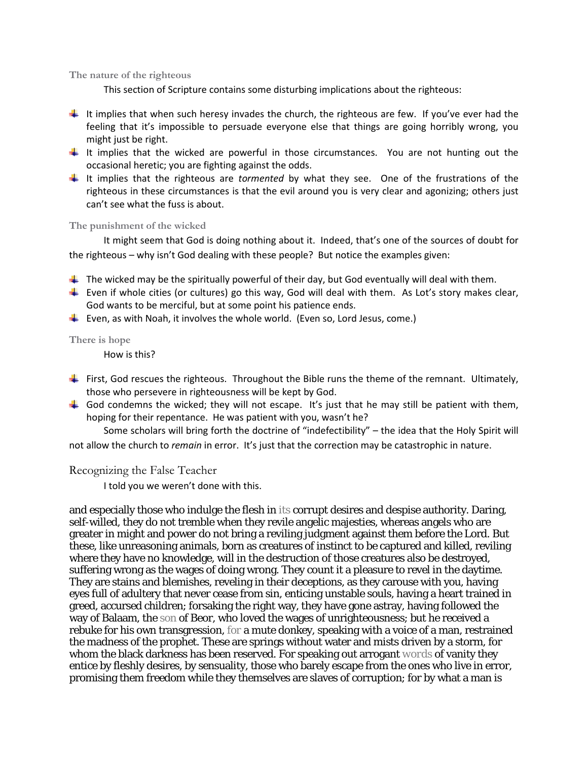### The nature of the righteous

This section of Scripture contains some disturbing implications about the righteous:

- It implies that when such heresy invades the church, the righteous are few. If you've ever had the feeling that it's impossible to persuade everyone else that things are going horribly wrong, you might just be right.
- It implies that the wicked are powerful in those circumstances. You are not hunting out the occasional heretic; you are fighting against the odds.
- It implies that the righteous are *tormented* by what they see. One of the frustrations of the righteous in these circumstances is that the evil around you is very clear and agonizing; others just can't see what the fuss is about.

### The punishment of the wicked

It might seem that God is doing nothing about it. Indeed, that's one of the sources of doubt for the righteous – why isn't God dealing with these people? But notice the examples given:

- The wicked may be the spiritually powerful of their day, but God eventually will deal with them.
- Even if whole cities (or cultures) go this way, God will deal with them. As Lot's story makes clear, God wants to be merciful, but at some point his patience ends.
- Even, as with Noah, it involves the whole world. (Even so, Lord Jesus, come.)

### There is hope

How is this?

- First, God rescues the righteous. Throughout the Bible runs the theme of the remnant. Ultimately, those who persevere in righteousness will be kept by God.
- God condemns the wicked; they will not escape. It's just that he may still be patient with them, hoping for their repentance. He was patient with you, wasn't he?

Some scholars will bring forth the doctrine of "indefectibility" – the idea that the Holy Spirit will not allow the church to *remain* in error. It's just that the correction may be catastrophic in nature.

## Recognizing the False Teacher

I told you we weren't done with this.

and especially those who indulge the flesh in its corrupt desires and despise authority. Daring, self-willed, they do not tremble when they revile angelic majesties, whereas angels who are greater in might and power do not bring a reviling judgment against them before the Lord. But these, like unreasoning animals, born as creatures of instinct to be captured and killed, reviling where they have no knowledge, will in the destruction of those creatures also be destroyed, suffering wrong as the wages of doing wrong. They count it a pleasure to revel in the daytime. They are stains and blemishes, reveling in their deceptions, as they carouse with you, having eyes full of adultery that never cease from sin, enticing unstable souls, having a heart trained in greed, accursed children; forsaking the right way, they have gone astray, having followed the way of Balaam, the son of Beor, who loved the wages of unrighteousness; but he received a rebuke for his own transgression, for a mute donkey, speaking with a voice of a man, restrained the madness of the prophet. These are springs without water and mists driven by a storm, for whom the black darkness has been reserved. For speaking out arrogant words of vanity they entice by fleshly desires, by sensuality, those who barely escape from the ones who live in error, promising them freedom while they themselves are slaves of corruption; for by what a man is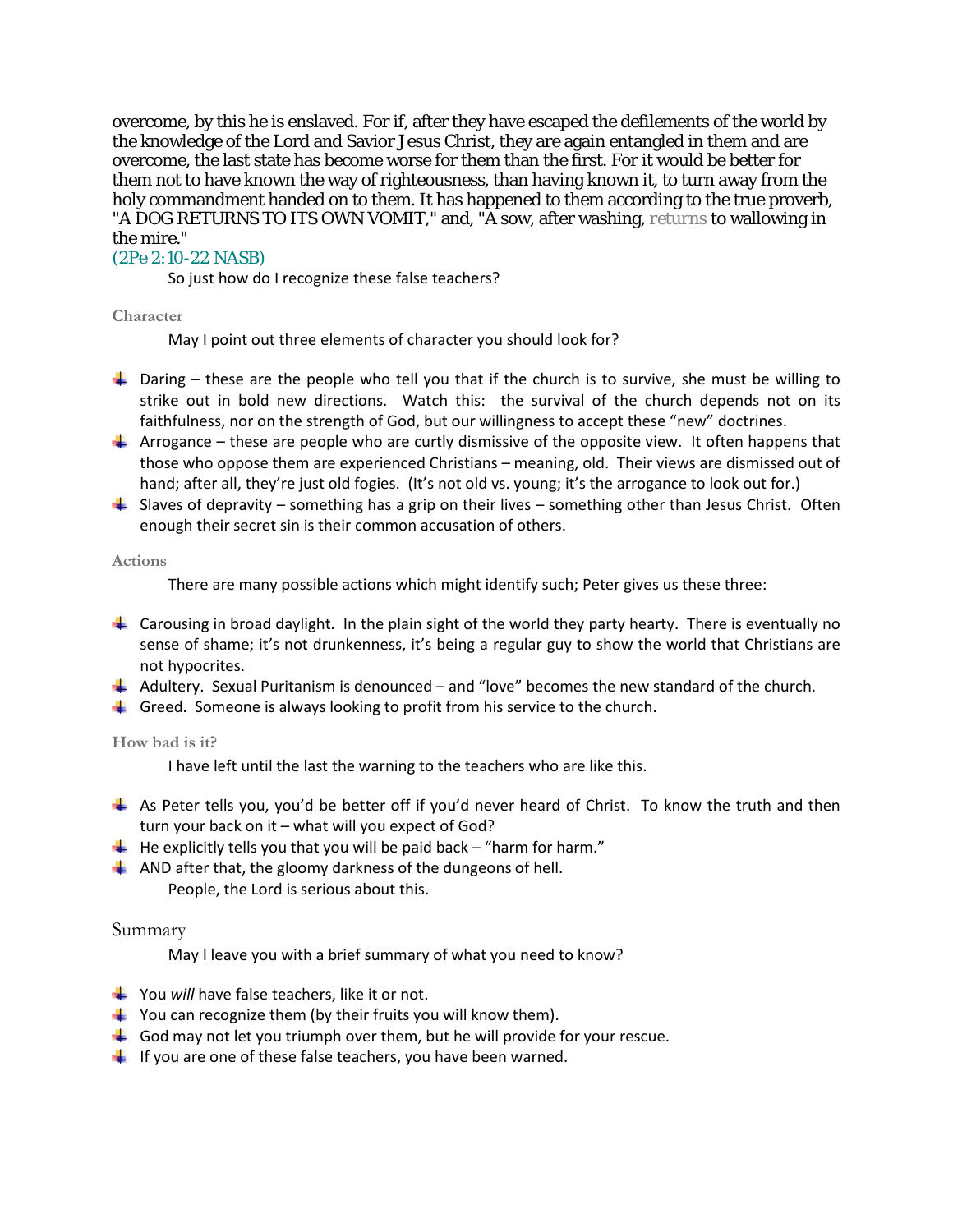overcome, by this he is enslaved. For if, after they have escaped the defilements of the world by the knowledge of the Lord and Savior Jesus Christ, they are again entangled in them and are overcome, the last state has become worse for them than the first. For it would be better for them not to have known the way of righteousness, than having known it, to turn away from the holy commandment handed on to them. It has happened to them according to the true proverb, "A DOG RETURNS TO ITS OWN VOMIT," and, "A sow, after washing, returns to wallowing in the mire."

(2Pe 2:10-22 NASB)

So just how do I recognize these false teachers?

### Character

May I point out three elements of character you should look for?

- Daring – these are the people who tell you that if the church is to survive, she must be willing to strike out in bold new directions. Watch this: the survival of the church depends not on its faithfulness, nor on the strength of God, but our willingness to accept these "new" doctrines.
- Arrogance – these are people who are curtly dismissive of the opposite view. It often happens that those who oppose them are experienced Christians – meaning, old. Their views are dismissed out of hand; after all, they're just old fogies. (It's not old vs. young; it's the arrogance to look out for.)
- Slaves of depravity – something has a grip on their lives – something other than Jesus Christ. Often enough their secret sin is their common accusation of others.

### Actions

There are many possible actions which might identify such; Peter gives us these three:

- Carousing in broad daylight. In the plain sight of the world they party hearty. There is eventually no sense of shame; it's not drunkenness, it's being a regular guy to show the world that Christians are not hypocrites.
- Adultery. Sexual Puritanism is denounced – and "love" becomes the new standard of the church.
- Greed. Someone is always looking to profit from his service to the church.

### How bad is it?

I have left until the last the warning to the teachers who are like this.

- As Peter tells you, you'd be better off if you'd never heard of Christ. To know the truth and then turn your back on it – what will you expect of God?
- He explicitly tells you that you will be paid back – "harm for harm."
- AND after that, the gloomy darkness of the dungeons of hell.

People, the Lord is serious about this.

## Summary

May I leave you with a brief summary of what you need to know?

- You *will* have false teachers, like it or not.
- You can recognize them (by their fruits you will know them).
- God may not let you triumph over them, but he will provide for your rescue.
- If you are one of these false teachers, you have been warned.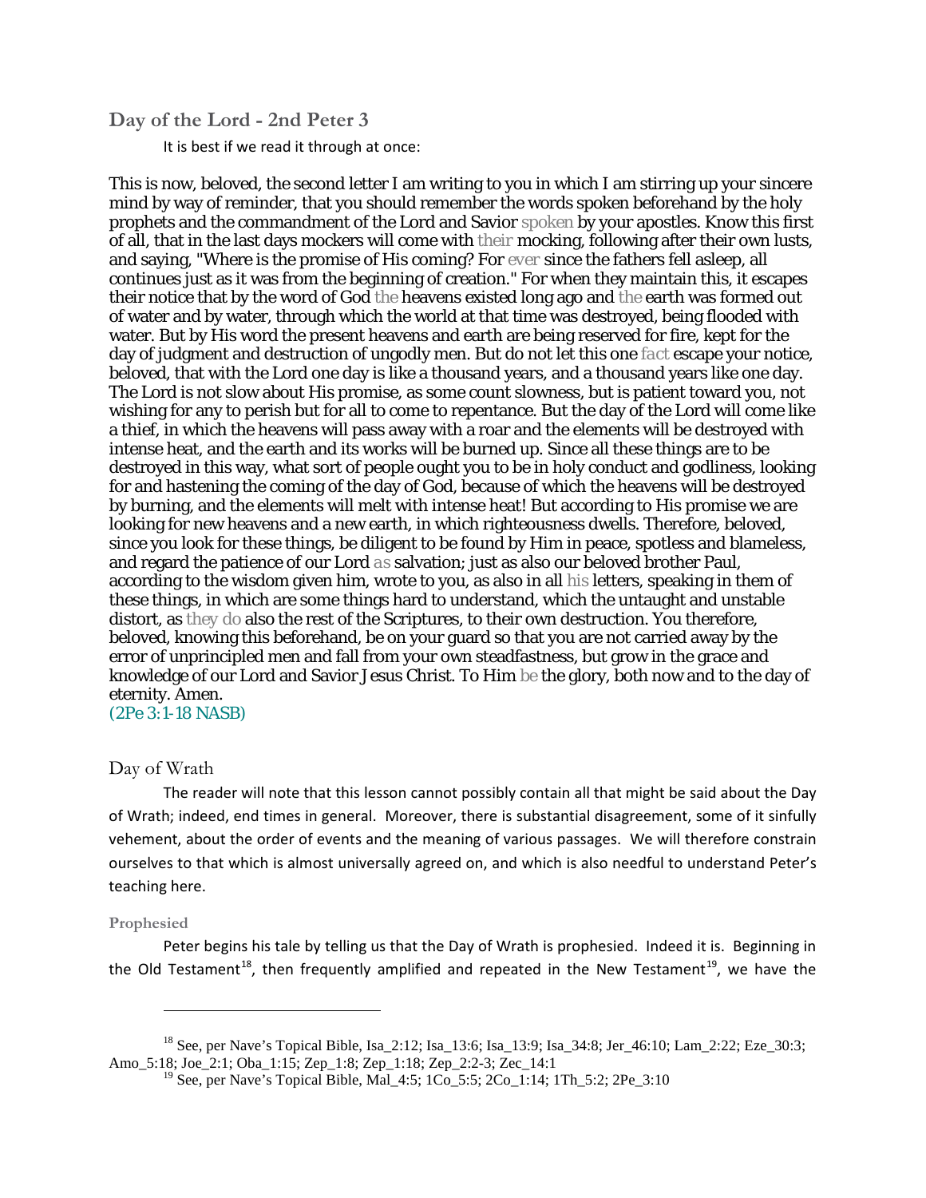## Day of the Lord - 2nd Peter 3

It is best if we read it through at once:

This is now, beloved, the second letter I am writing to you in which I am stirring up your sincere mind by way of reminder, that you should remember the words spoken beforehand by the holy prophets and the commandment of the Lord and Savior spoken by your apostles. Know this first of all, that in the last days mockers will come with their mocking, following after their own lusts, and saying, "Where is the promise of His coming? For ever since the fathers fell asleep, all continues just as it was from the beginning of creation." For when they maintain this, it escapes their notice that by the word of God the heavens existed long ago and the earth was formed out of water and by water, through which the world at that time was destroyed, being flooded with water. But by His word the present heavens and earth are being reserved for fire, kept for the day of judgment and destruction of ungodly men. But do not let this one fact escape your notice, beloved, that with the Lord one day is like a thousand years, and a thousand years like one day. The Lord is not slow about His promise, as some count slowness, but is patient toward you, not wishing for any to perish but for all to come to repentance. But the day of the Lord will come like a thief, in which the heavens will pass away with a roar and the elements will be destroyed with intense heat, and the earth and its works will be burned up. Since all these things are to be destroyed in this way, what sort of people ought you to be in holy conduct and godliness, looking for and hastening the coming of the day of God, because of which the heavens will be destroyed by burning, and the elements will melt with intense heat! But according to His promise we are looking for new heavens and a new earth, in which righteousness dwells. Therefore, beloved, since you look for these things, be diligent to be found by Him in peace, spotless and blameless, and regard the patience of our Lord as salvation; just as also our beloved brother Paul, according to the wisdom given him, wrote to you, as also in all his letters, speaking in them of these things, in which are some things hard to understand, which the untaught and unstable distort, as they do also the rest of the Scriptures, to their own destruction. You therefore, beloved, knowing this beforehand, be on your guard so that you are not carried away by the error of unprincipled men and fall from your own steadfastness, but grow in the grace and knowledge of our Lord and Savior Jesus Christ. To Him be the glory, both now and to the day of eternity. Amen.
(2Pe 3:1-18 NASB)

### Day of Wrath

The reader will note that this lesson cannot possibly contain all that might be said about the Day of Wrath; indeed, end times in general. Moreover, there is substantial disagreement, some of it sinfully vehement, about the order of events and the meaning of various passages. We will therefore constrain ourselves to that which is almost universally agreed on, and which is also needful to understand Peter's teaching here.

#### Prophesied

Peter begins his tale by telling us that the Day of Wrath is prophesied. Indeed it is. Beginning in the Old Testament[18], then frequently amplified and repeated in the New Testament[19], we have the

---

[18] See, per Nave's Topical Bible, Isa_2:12; Isa_13:6; Isa_13:9; Isa_34:8; Jer_46:10; Lam_2:22; Eze_30:3; Amo_5:18; Joe_2:1; Oba_1:15; Zep_1:8; Zep_1:18; Zep_2:2-3; Zec_14:1

[19] See, per Nave's Topical Bible, Mal_4:5; 1Co_5:5; 2Co_1:14; 1Th_5:2; 2Pe_3:10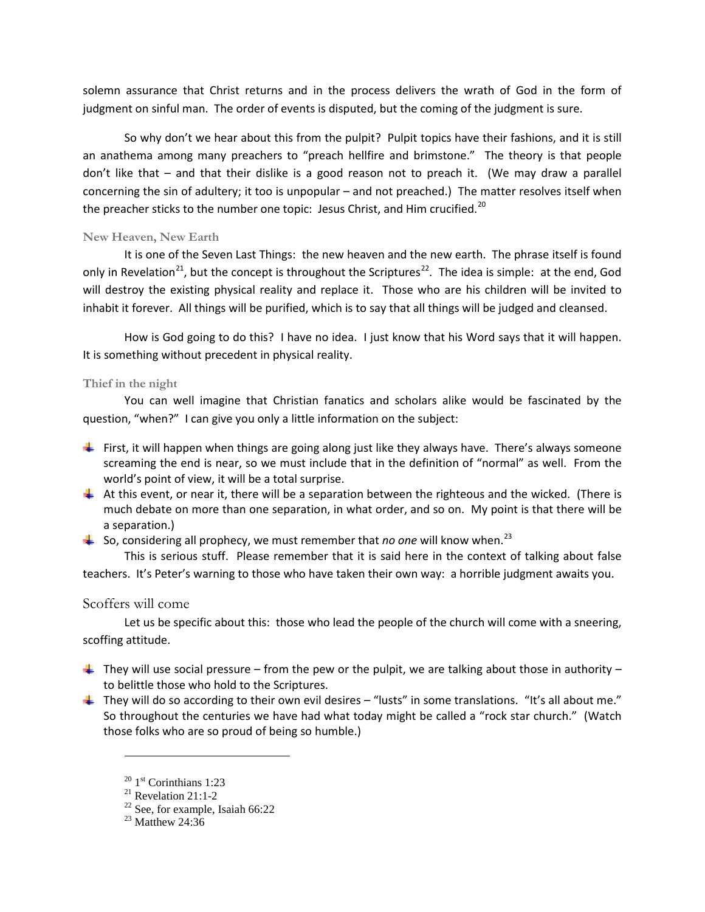solemn assurance that Christ returns and in the process delivers the wrath of God in the form of judgment on sinful man. The order of events is disputed, but the coming of the judgment is sure.

So why don't we hear about this from the pulpit? Pulpit topics have their fashions, and it is still an anathema among many preachers to "preach hellfire and brimstone." The theory is that people don't like that – and that their dislike is a good reason not to preach it. (We may draw a parallel concerning the sin of adultery; it too is unpopular – and not preached.) The matter resolves itself when the preacher sticks to the number one topic: Jesus Christ, and Him crucified.[20]

### New Heaven, New Earth

It is one of the Seven Last Things: the new heaven and the new earth. The phrase itself is found only in Revelation[21], but the concept is throughout the Scriptures[22]. The idea is simple: at the end, God will destroy the existing physical reality and replace it. Those who are his children will be invited to inhabit it forever. All things will be purified, which is to say that all things will be judged and cleansed.

How is God going to do this? I have no idea. I just know that his Word says that it will happen. It is something without precedent in physical reality.

### Thief in the night

You can well imagine that Christian fanatics and scholars alike would be fascinated by the question, "when?" I can give you only a little information on the subject:

- First, it will happen when things are going along just like they always have. There's always someone screaming the end is near, so we must include that in the definition of "normal" as well. From the world's point of view, it will be a total surprise.
- At this event, or near it, there will be a separation between the righteous and the wicked. (There is much debate on more than one separation, in what order, and so on. My point is that there will be a separation.)
- So, considering all prophecy, we must remember that *no one* will know when.[23]

This is serious stuff. Please remember that it is said here in the context of talking about false teachers. It's Peter's warning to those who have taken their own way: a horrible judgment awaits you.

## Scoffers will come

Let us be specific about this: those who lead the people of the church will come with a sneering, scoffing attitude.

- They will use social pressure – from the pew or the pulpit, we are talking about those in authority – to belittle those who hold to the Scriptures.
- They will do so according to their own evil desires – "lusts" in some translations. "It's all about me." So throughout the centuries we have had what today might be called a "rock star church." (Watch those folks who are so proud of being so humble.)

---

[20] 1st Corinthians 1:23
[21] Revelation 21:1-2
[22] See, for example, Isaiah 66:22
[23] Matthew 24:36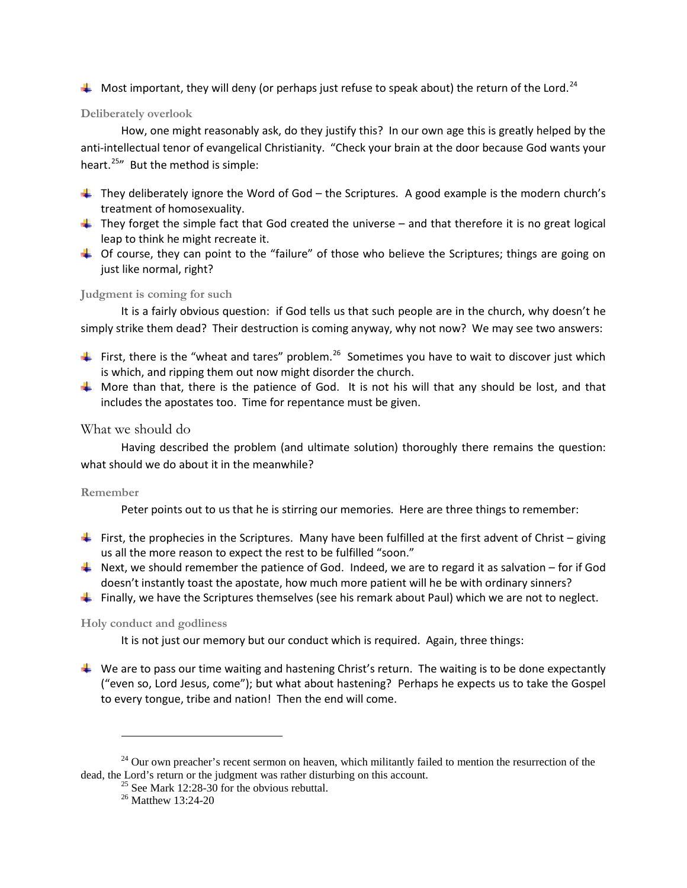- Most important, they will deny (or perhaps just refuse to speak about) the return of the Lord.[24]

#### Deliberately overlook

How, one might reasonably ask, do they justify this? In our own age this is greatly helped by the anti-intellectual tenor of evangelical Christianity. "Check your brain at the door because God wants your heart.[25]" But the method is simple:

- They deliberately ignore the Word of God – the Scriptures. A good example is the modern church's treatment of homosexuality.
- They forget the simple fact that God created the universe – and that therefore it is no great logical leap to think he might recreate it.
- Of course, they can point to the "failure" of those who believe the Scriptures; things are going on just like normal, right?

#### Judgment is coming for such

It is a fairly obvious question: if God tells us that such people are in the church, why doesn't he simply strike them dead? Their destruction is coming anyway, why not now? We may see two answers:

- First, there is the "wheat and tares" problem.[26] Sometimes you have to wait to discover just which is which, and ripping them out now might disorder the church.
- More than that, there is the patience of God. It is not his will that any should be lost, and that includes the apostates too. Time for repentance must be given.

### What we should do

Having described the problem (and ultimate solution) thoroughly there remains the question: what should we do about it in the meanwhile?

#### Remember

Peter points out to us that he is stirring our memories. Here are three things to remember:

- First, the prophecies in the Scriptures. Many have been fulfilled at the first advent of Christ – giving us all the more reason to expect the rest to be fulfilled "soon."
- Next, we should remember the patience of God. Indeed, we are to regard it as salvation – for if God doesn't instantly toast the apostate, how much more patient will he be with ordinary sinners?
- Finally, we have the Scriptures themselves (see his remark about Paul) which we are not to neglect.

#### Holy conduct and godliness

It is not just our memory but our conduct which is required. Again, three things:

- We are to pass our time waiting and hastening Christ's return. The waiting is to be done expectantly ("even so, Lord Jesus, come"); but what about hastening? Perhaps he expects us to take the Gospel to every tongue, tribe and nation! Then the end will come.

---

[24] Our own preacher's recent sermon on heaven, which militantly failed to mention the resurrection of the dead, the Lord's return or the judgment was rather disturbing on this account.

[25] See Mark 12:28-30 for the obvious rebuttal.

[26] Matthew 13:24-20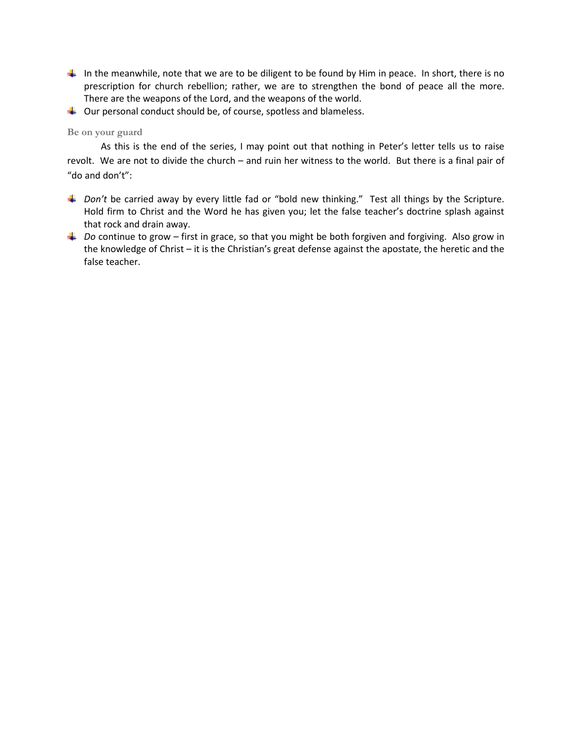- In the meanwhile, note that we are to be diligent to be found by Him in peace. In short, there is no prescription for church rebellion; rather, we are to strengthen the bond of peace all the more. There are the weapons of the Lord, and the weapons of the world.
- Our personal conduct should be, of course, spotless and blameless.

### Be on your guard

As this is the end of the series, I may point out that nothing in Peter's letter tells us to raise revolt. We are not to divide the church – and ruin her witness to the world. But there is a final pair of "do and don't":

- *Don't* be carried away by every little fad or "bold new thinking." Test all things by the Scripture. Hold firm to Christ and the Word he has given you; let the false teacher's doctrine splash against that rock and drain away.
- *Do* continue to grow – first in grace, so that you might be both forgiven and forgiving. Also grow in the knowledge of Christ – it is the Christian's great defense against the apostate, the heretic and the false teacher.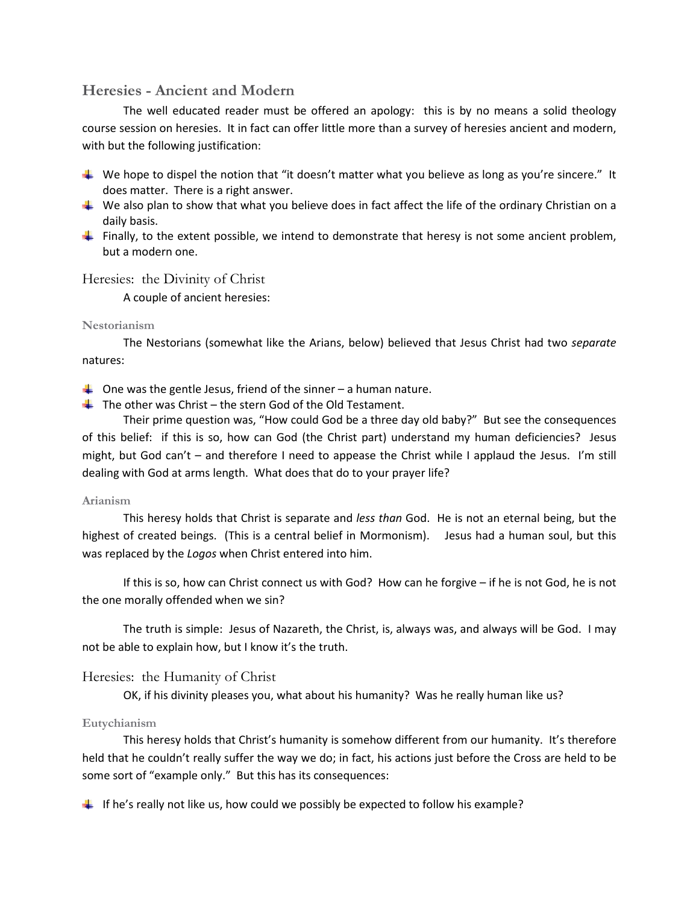## Heresies - Ancient and Modern

The well educated reader must be offered an apology: this is by no means a solid theology course session on heresies. It in fact can offer little more than a survey of heresies ancient and modern, with but the following justification:

- We hope to dispel the notion that "it doesn't matter what you believe as long as you're sincere." It does matter. There is a right answer.
- We also plan to show that what you believe does in fact affect the life of the ordinary Christian on a daily basis.
- Finally, to the extent possible, we intend to demonstrate that heresy is not some ancient problem, but a modern one.

### Heresies: the Divinity of Christ

A couple of ancient heresies:

#### Nestorianism

The Nestorians (somewhat like the Arians, below) believed that Jesus Christ had two *separate* natures:

- One was the gentle Jesus, friend of the sinner – a human nature.
- The other was Christ – the stern God of the Old Testament.

Their prime question was, "How could God be a three day old baby?" But see the consequences of this belief: if this is so, how can God (the Christ part) understand my human deficiencies? Jesus might, but God can't – and therefore I need to appease the Christ while I applaud the Jesus. I'm still dealing with God at arms length. What does that do to your prayer life?

#### Arianism

This heresy holds that Christ is separate and *less than* God. He is not an eternal being, but the highest of created beings. (This is a central belief in Mormonism). Jesus had a human soul, but this was replaced by the *Logos* when Christ entered into him.

If this is so, how can Christ connect us with God? How can he forgive – if he is not God, he is not the one morally offended when we sin?

The truth is simple: Jesus of Nazareth, the Christ, is, always was, and always will be God. I may not be able to explain how, but I know it's the truth.

### Heresies: the Humanity of Christ

OK, if his divinity pleases you, what about his humanity? Was he really human like us?

#### Eutychianism

This heresy holds that Christ's humanity is somehow different from our humanity. It's therefore held that he couldn't really suffer the way we do; in fact, his actions just before the Cross are held to be some sort of "example only." But this has its consequences:

- If he's really not like us, how could we possibly be expected to follow his example?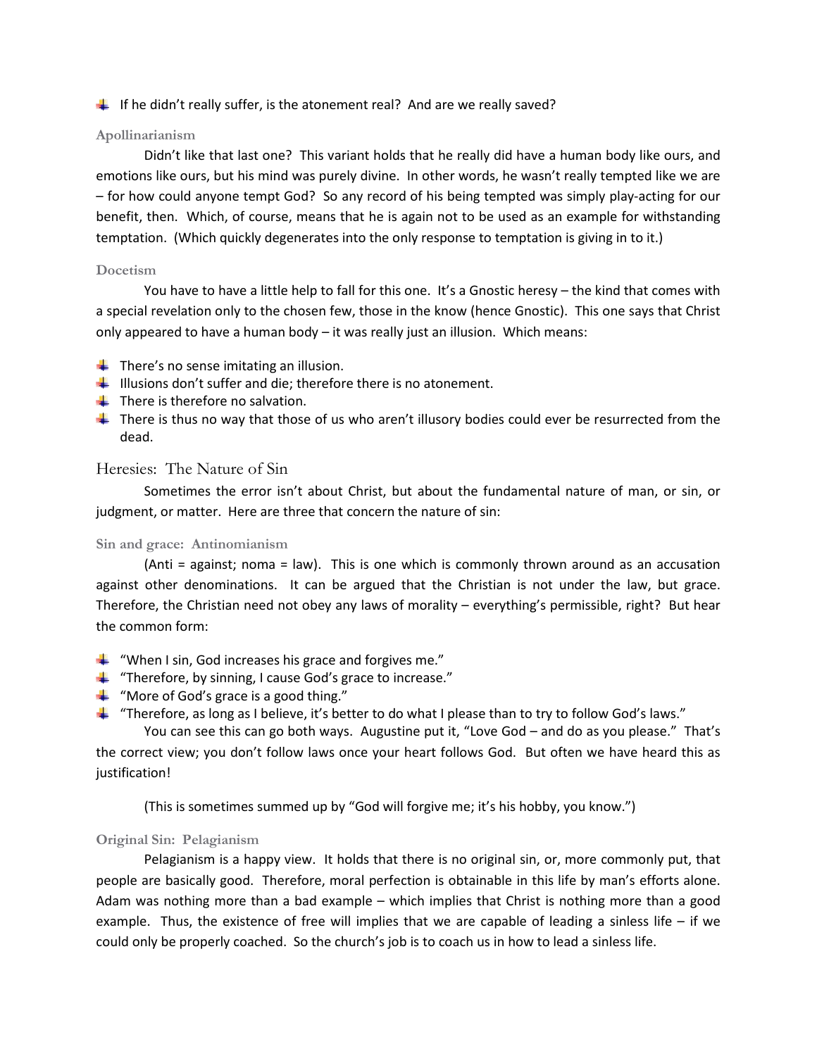- If he didn't really suffer, is the atonement real? And are we really saved?

### Apollinarianism

Didn't like that last one? This variant holds that he really did have a human body like ours, and emotions like ours, but his mind was purely divine. In other words, he wasn't really tempted like we are – for how could anyone tempt God? So any record of his being tempted was simply play-acting for our benefit, then. Which, of course, means that he is again not to be used as an example for withstanding temptation. (Which quickly degenerates into the only response to temptation is giving in to it.)

### Docetism

You have to have a little help to fall for this one. It's a Gnostic heresy – the kind that comes with a special revelation only to the chosen few, those in the know (hence Gnostic). This one says that Christ only appeared to have a human body – it was really just an illusion. Which means:

- There's no sense imitating an illusion.
- Illusions don't suffer and die; therefore there is no atonement.
- There is therefore no salvation.
- There is thus no way that those of us who aren't illusory bodies could ever be resurrected from the dead.

## Heresies: The Nature of Sin

Sometimes the error isn't about Christ, but about the fundamental nature of man, or sin, or judgment, or matter. Here are three that concern the nature of sin:

### Sin and grace: Antinomianism

(Anti = against; noma = law). This is one which is commonly thrown around as an accusation against other denominations. It can be argued that the Christian is not under the law, but grace. Therefore, the Christian need not obey any laws of morality – everything's permissible, right? But hear the common form:

- "When I sin, God increases his grace and forgives me."
- "Therefore, by sinning, I cause God's grace to increase."
- "More of God's grace is a good thing."
- "Therefore, as long as I believe, it's better to do what I please than to try to follow God's laws."

You can see this can go both ways. Augustine put it, "Love God – and do as you please." That's the correct view; you don't follow laws once your heart follows God. But often we have heard this as justification!

(This is sometimes summed up by "God will forgive me; it's his hobby, you know.")

### Original Sin: Pelagianism

Pelagianism is a happy view. It holds that there is no original sin, or, more commonly put, that people are basically good. Therefore, moral perfection is obtainable in this life by man's efforts alone. Adam was nothing more than a bad example – which implies that Christ is nothing more than a good example. Thus, the existence of free will implies that we are capable of leading a sinless life – if we could only be properly coached. So the church's job is to coach us in how to lead a sinless life.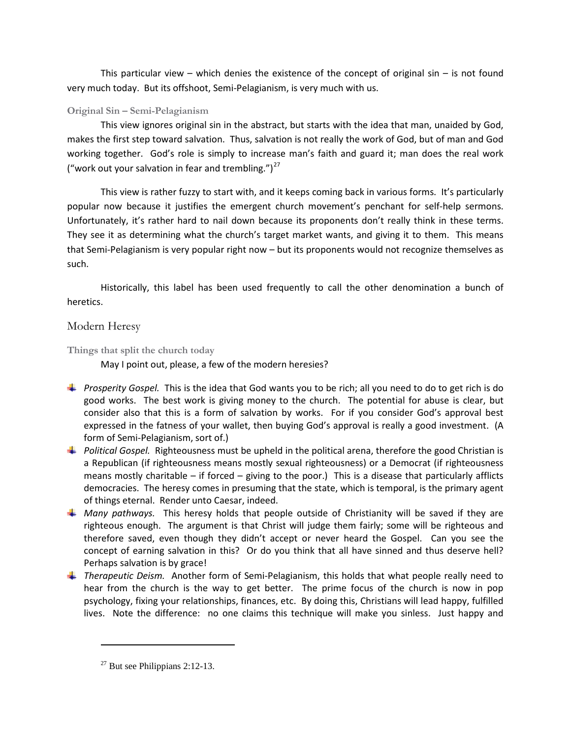This particular view – which denies the existence of the concept of original sin – is not found very much today. But its offshoot, Semi-Pelagianism, is very much with us.

#### Original Sin – Semi-Pelagianism

This view ignores original sin in the abstract, but starts with the idea that man, unaided by God, makes the first step toward salvation. Thus, salvation is not really the work of God, but of man and God working together. God's role is simply to increase man's faith and guard it; man does the real work ("work out your salvation in fear and trembling.")[27]

This view is rather fuzzy to start with, and it keeps coming back in various forms. It's particularly popular now because it justifies the emergent church movement's penchant for self-help sermons. Unfortunately, it's rather hard to nail down because its proponents don't really think in these terms. They see it as determining what the church's target market wants, and giving it to them. This means that Semi-Pelagianism is very popular right now – but its proponents would not recognize themselves as such.

Historically, this label has been used frequently to call the other denomination a bunch of heretics.

### Modern Heresy

#### Things that split the church today

May I point out, please, a few of the modern heresies?

- *Prosperity Gospel.* This is the idea that God wants you to be rich; all you need to do to get rich is do good works. The best work is giving money to the church. The potential for abuse is clear, but consider also that this is a form of salvation by works. For if you consider God's approval best expressed in the fatness of your wallet, then buying God's approval is really a good investment. (A form of Semi-Pelagianism, sort of.)
- *Political Gospel.* Righteousness must be upheld in the political arena, therefore the good Christian is a Republican (if righteousness means mostly sexual righteousness) or a Democrat (if righteousness means mostly charitable – if forced – giving to the poor.) This is a disease that particularly afflicts democracies. The heresy comes in presuming that the state, which is temporal, is the primary agent of things eternal. Render unto Caesar, indeed.
- *Many pathways.* This heresy holds that people outside of Christianity will be saved if they are righteous enough. The argument is that Christ will judge them fairly; some will be righteous and therefore saved, even though they didn't accept or never heard the Gospel. Can you see the concept of earning salvation in this? Or do you think that all have sinned and thus deserve hell? Perhaps salvation is by grace!
- *Therapeutic Deism.* Another form of Semi-Pelagianism, this holds that what people really need to hear from the church is the way to get better. The prime focus of the church is now in pop psychology, fixing your relationships, finances, etc. By doing this, Christians will lead happy, fulfilled lives. Note the difference: no one claims this technique will make you sinless. Just happy and

---

[27] But see Philippians 2:12-13.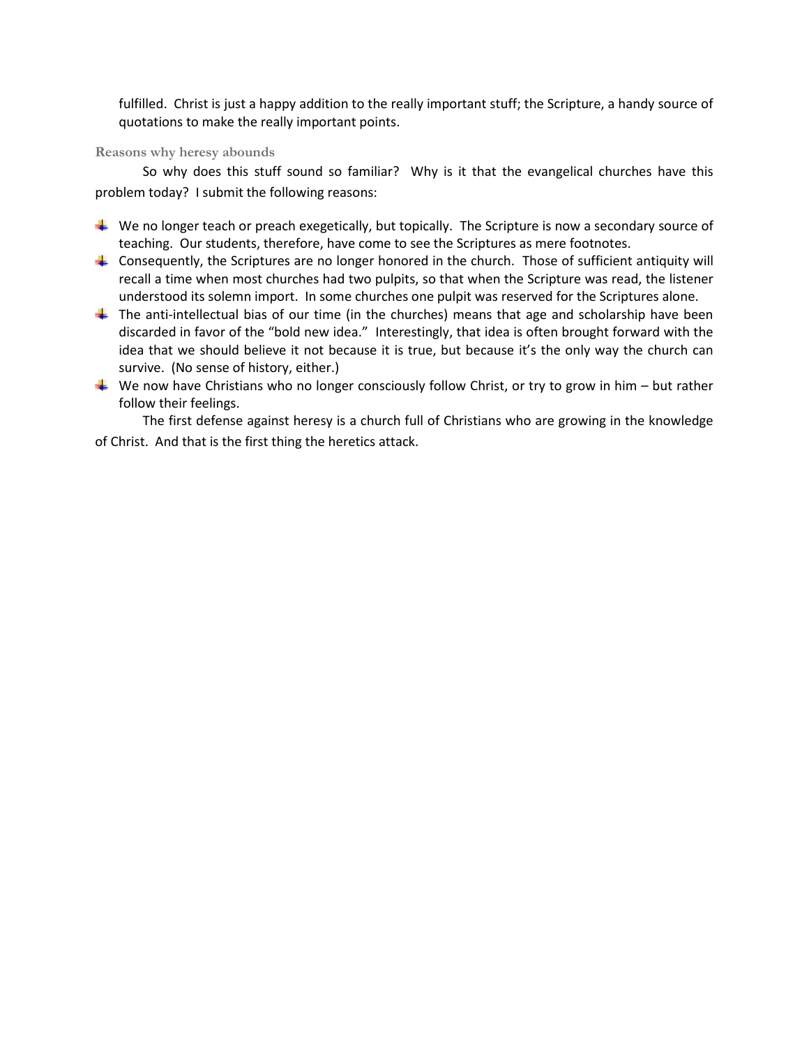fulfilled. Christ is just a happy addition to the really important stuff; the Scripture, a handy source of quotations to make the really important points.

### Reasons why heresy abounds

So why does this stuff sound so familiar? Why is it that the evangelical churches have this problem today? I submit the following reasons:

- We no longer teach or preach exegetically, but topically. The Scripture is now a secondary source of teaching. Our students, therefore, have come to see the Scriptures as mere footnotes.
- Consequently, the Scriptures are no longer honored in the church. Those of sufficient antiquity will recall a time when most churches had two pulpits, so that when the Scripture was read, the listener understood its solemn import. In some churches one pulpit was reserved for the Scriptures alone.
- The anti-intellectual bias of our time (in the churches) means that age and scholarship have been discarded in favor of the "bold new idea." Interestingly, that idea is often brought forward with the idea that we should believe it not because it is true, but because it's the only way the church can survive. (No sense of history, either.)
- We now have Christians who no longer consciously follow Christ, or try to grow in him – but rather follow their feelings.

The first defense against heresy is a church full of Christians who are growing in the knowledge of Christ. And that is the first thing the heretics attack.